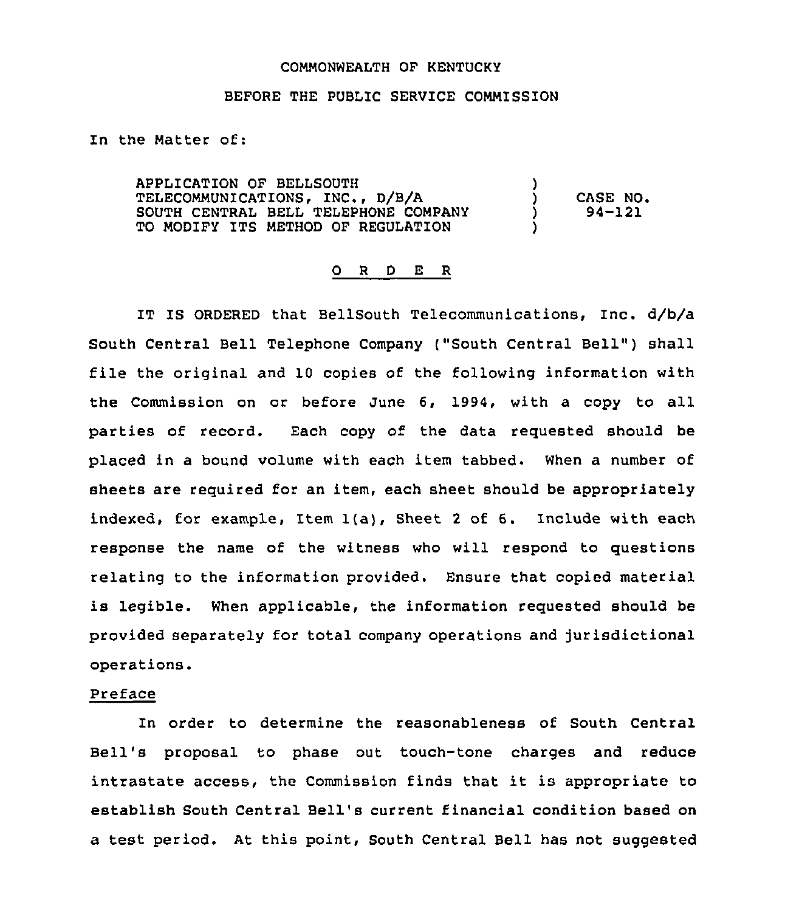COMMONWEALTH OF KENTUCKY

BEFORE THE PUBLIC SERVICE COMMISSION

In the Matter of:

| | | |
|---|---|---|
| APPLICATION OF BELLSOUTH TELECOMMUNICATIONS, INC., D/B/A SOUTH CENTRAL BELL TELEPHONE COMPANY TO MODIFY ITS METHOD OF REGULATION | ) ) ) ) | CASE NO. 94-121 |

# O R D E R

IT IS ORDERED that BellSouth Telecommunications, Inc. d/b/a South Central Bell Telephone Company ("South Central Bell") shall file the original and 10 copies of the following information with the Commission on or before June 6, 1994, with a copy to all parties of record. Each copy of the data requested should be placed in a bound volume with each item tabbed. When a number of sheets are required for an item, each sheet should be appropriately indexed, for example, Item 1(a), Sheet 2 of 6. Include with each response the name of the witness who will respond to questions relating to the information provided. Ensure that copied material is legible. When applicable, the information requested should be provided separately for total company operations and jurisdictional operations.

## Preface

In order to determine the reasonableness of South Central Bell's proposal to phase out touch-tone charges and reduce intrastate access, the Commission finds that it is appropriate to establish South Central Bell's current financial condition based on a test period. At this point, South Central Bell has not suggested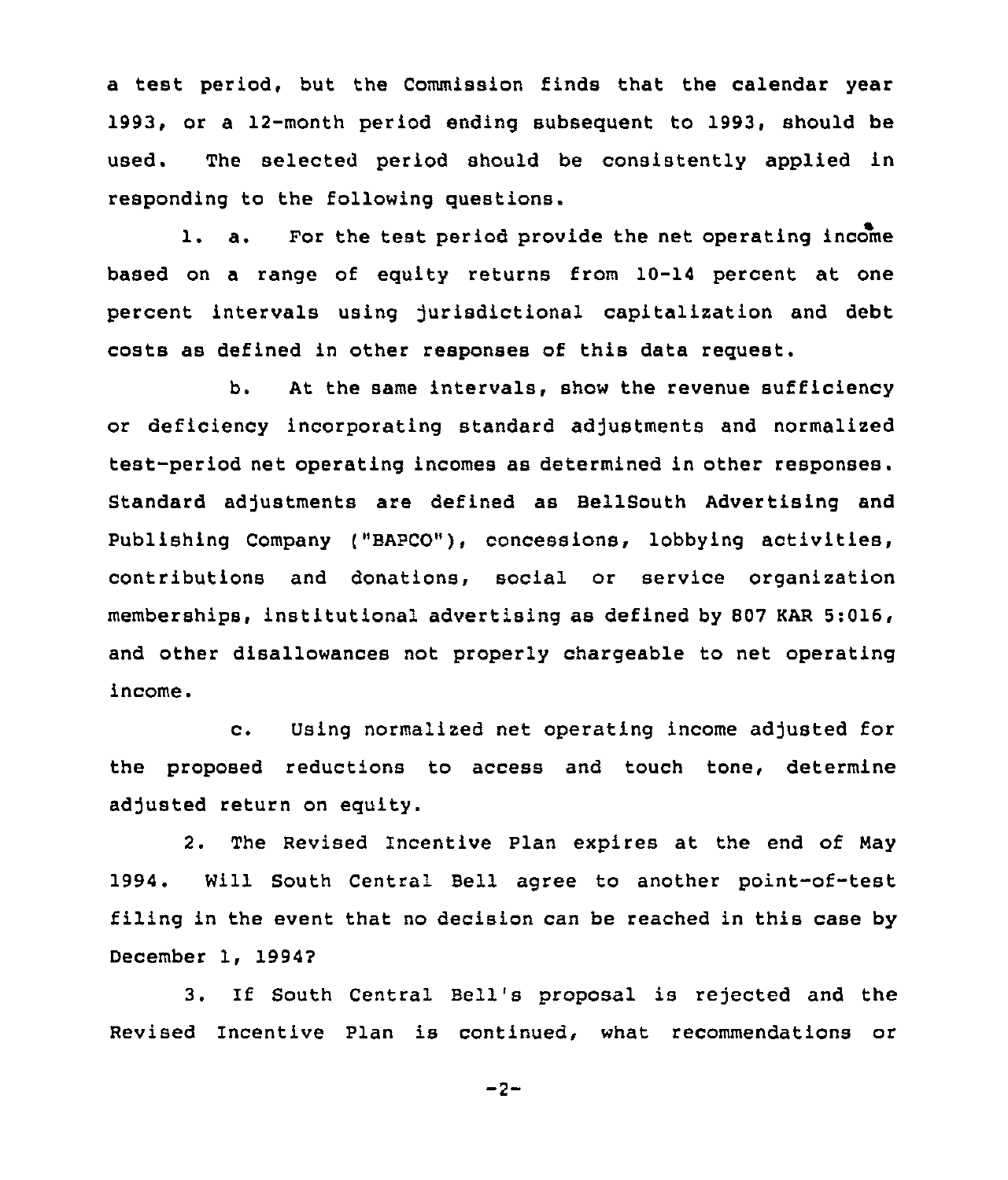a test period, but the Commission finds that the calendar year 1993, or a 12-month period ending subsequent to 1993, should be used. The selected period should be consistently applied in responding to the following questions.

1. a. For the test period provide the net operating income based on a range of equity returns from 10-14 percent at one percent intervals using jurisdictional capitalization and debt costs as defined in other responses of this data request.

b. At the same intervals, show the revenue sufficiency or deficiency incorporating standard adjustments and normalized test-period net operating incomes as determined in other responses. Standard adjustments are defined as BellSouth Advertising and Publishing Company ("BAPCO"), concessions, lobbying activities, contributions and donations, social or service organization memberships, institutional advertising as defined by 807 KAR 5:016, and other disallowances not properly chargeable to net operating income.

c. Using normalized net operating income adjusted for the proposed reductions to access and touch tone, determine adjusted return on equity.

2. The Revised Incentive Plan expires at the end of May 1994. Will South Central Bell agree to another point-of-test filing in the event that no decision can be reached in this case by December 1, 1994?

3. If South Central Bell's proposal is rejected and the Revised Incentive Plan is continued, what recommendations or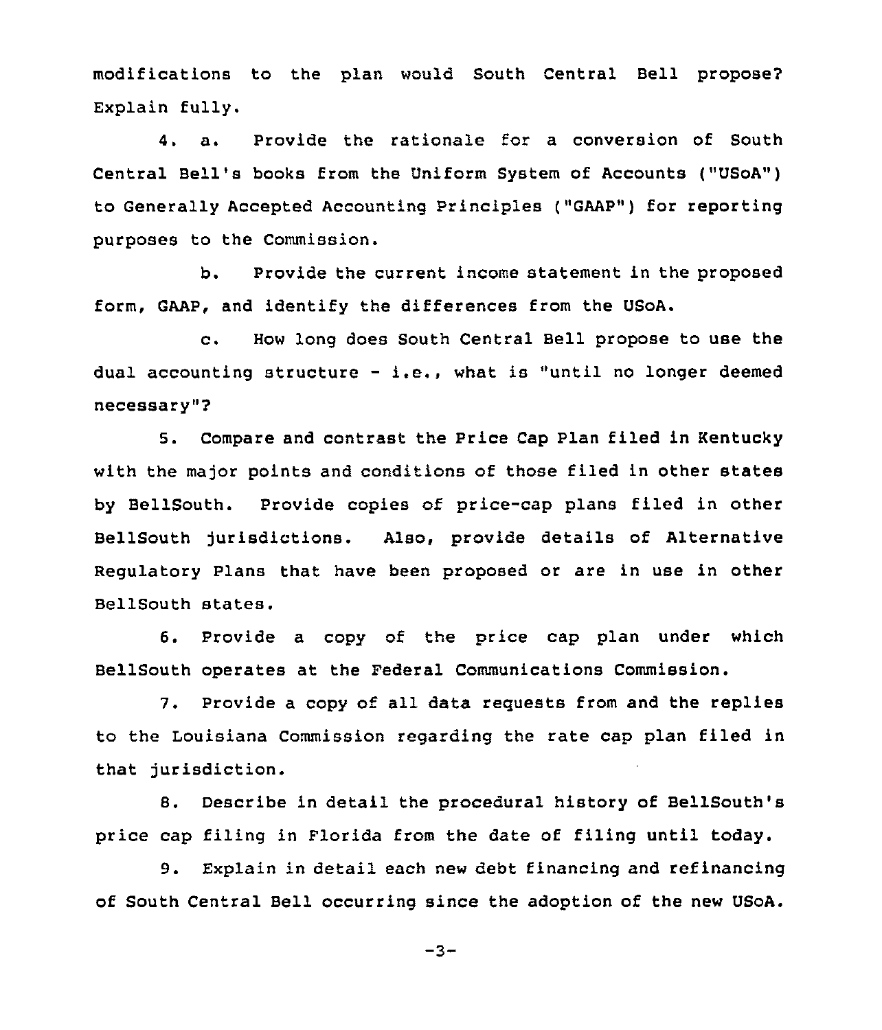modifications to the plan would South Central Bell propose? Explain fully.

4. a. Provide the rationale for a conversion of South Central Bell's books from the Uniform System of Accounts ("USoA") to Generally Accepted Accounting Principles ("GAAP") for reporting purposes to the Commission.

b. Provide the current income statement in the proposed form, GAAP, and identify the differences from the USoA.

c. How long does South Central Bell propose to use the dual accounting structure - i.e., what is "until no longer deemed necessary"?

5. Compare and contrast the Price Cap Plan filed in Kentucky with the major points and conditions of those filed in other states by BellSouth. Provide copies of price-cap plans filed in other BellSouth jurisdictions. Also, provide details of Alternative Regulatory Plans that have been proposed or are in use in other BellSouth states.

6. Provide a copy of the price cap plan under which BellSouth operates at the Federal Communications Commission.

7. Provide a copy of all data requests from and the replies to the Louisiana Commission regarding the rate cap plan filed in that jurisdiction.

8. Describe in detail the procedural history of BellSouth's price cap filing in Florida from the date of filing until today.

9. Explain in detail each new debt financing and refinancing of South Central Bell occurring since the adoption of the new USoA.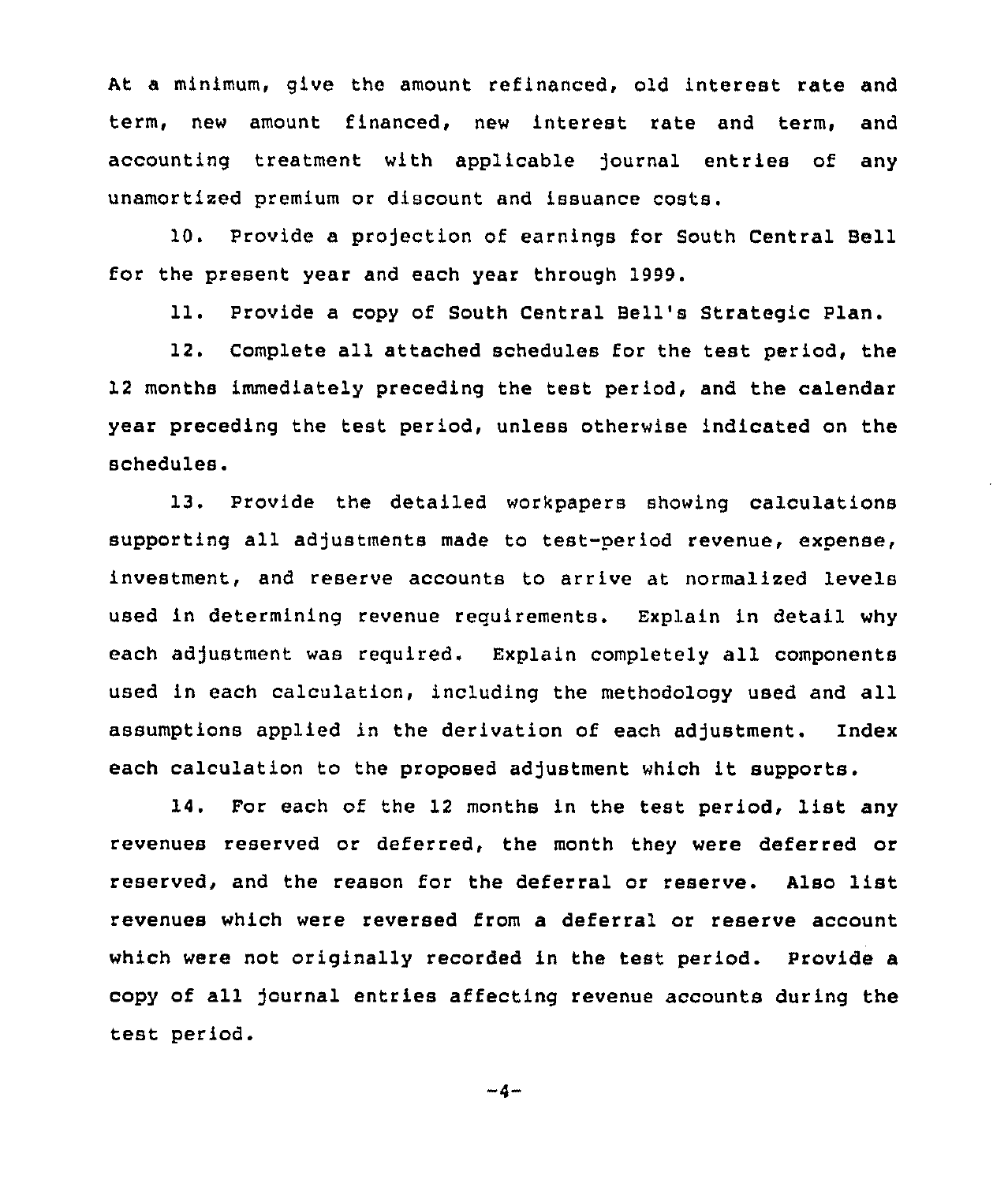At a minimum, give the amount refinanced, old interest rate and term, new amount financed, new interest rate and term, and accounting treatment with applicable journal entries of any unamortized premium or discount and issuance costs.

10. Provide a projection of earnings for South Central Bell for the present year and each year through 1999.

11. Provide a copy of South Central Bell's Strategic Plan.

12. Complete all attached schedules for the test period, the 12 months immediately preceding the test period, and the calendar year preceding the test period, unless otherwise indicated on the schedules.

13. Provide the detailed workpapers showing calculations supporting all adjustments made to test-period revenue, expense, investment, and reserve accounts to arrive at normalized levels used in determining revenue requirements. Explain in detail why each adjustment was required. Explain completely all components used in each calculation, including the methodology used and all assumptions applied in the derivation of each adjustment. Index each calculation to the proposed adjustment which it supports.

14. For each of the 12 months in the test period, list any revenues reserved or deferred, the month they were deferred or reserved, and the reason for the deferral or reserve. Also list revenues which were reversed from a deferral or reserve account which were not originally recorded in the test period. Provide a copy of all journal entries affecting revenue accounts during the test period.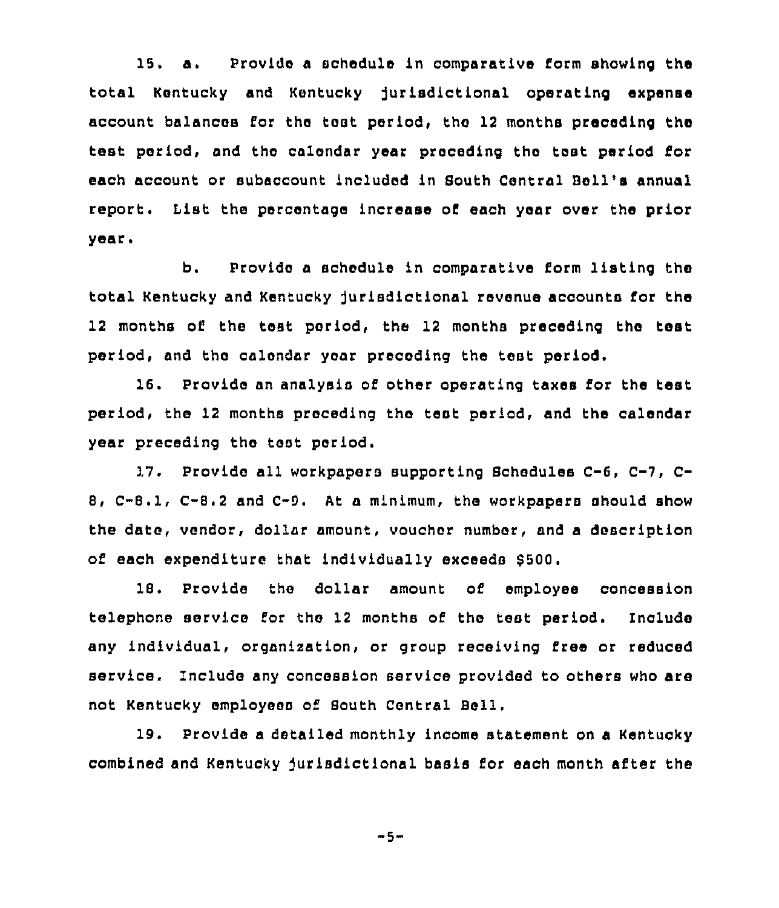15. a. Provide a schedule in comparative form showing the total Kentucky and Kentucky jurisdictional operating expense account balances for the test period, the 12 months preceding the test period, and the calendar year preceding the test period for each account or subaccount included in South Central Bell's annual report. List the percentage increase of each year over the prior year.

b. Provide a schedule in comparative form listing the total Kentucky and Kentucky jurisdictional revenue accounts for the 12 months of the test period, the 12 months preceding the test period, and the calendar year preceding the test period.

16. Provide an analysis of other operating taxes for the test period, the 12 months preceding the test period, and the calendar year preceding the test period.

17. Provide all workpapers supporting Schedules C-6, C-7, C-8, C-8.1, C-8.2 and C-9. At a minimum, the workpapers should show the date, vendor, dollar amount, voucher number, and a description of each expenditure that individually exceeds $500.

18. Provide the dollar amount of employee concession telephone service for the 12 months of the test period. Include any individual, organization, or group receiving free or reduced service. Include any concession service provided to others who are not Kentucky employees of South Central Bell.

19. Provide a detailed monthly income statement on a Kentucky combined and Kentucky jurisdictional basis for each month after the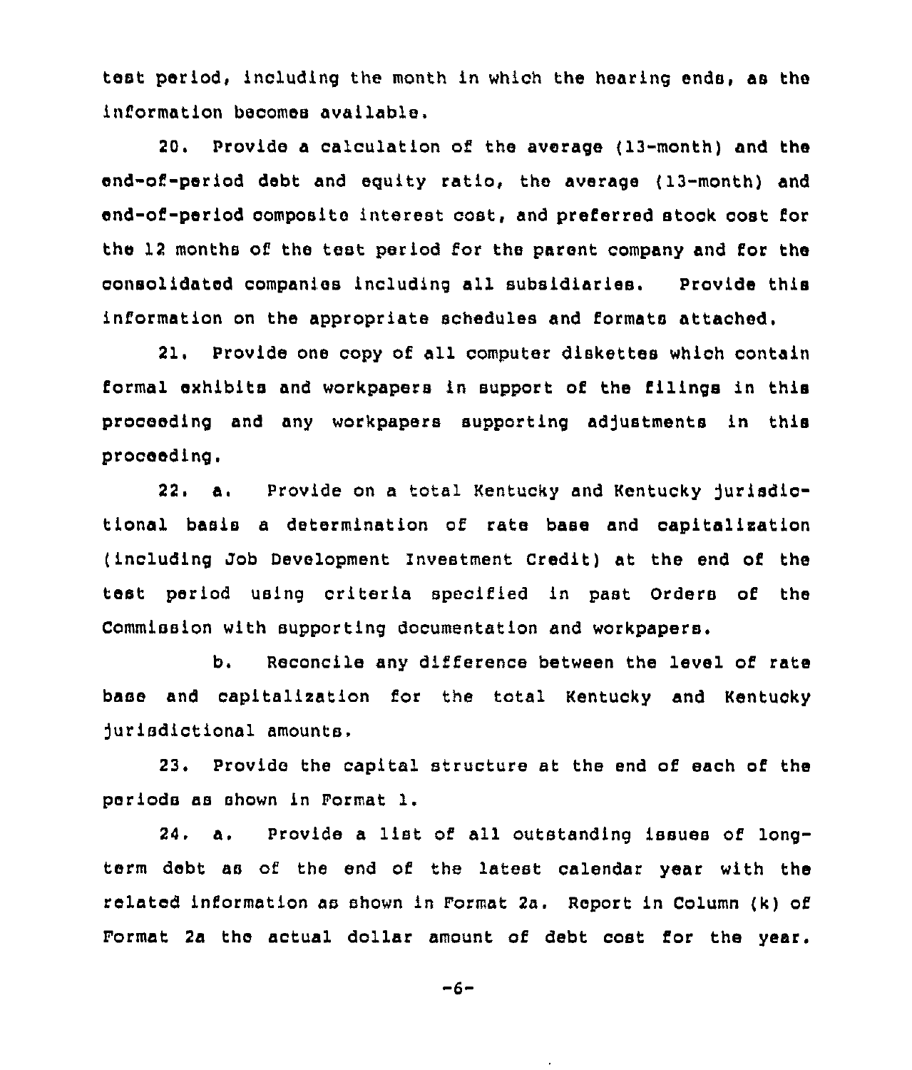test period, including the month in which the hearing ends, as the information becomes available.

20. Provide a calculation of the average (13-month) and the end-of-period debt and equity ratio, the average (13-month) and end-of-period composite interest cost, and preferred stock cost for the 12 months of the test period for the parent company and for the consolidated companies including all subsidiaries. Provide this information on the appropriate schedules and formats attached.

21. Provide one copy of all computer diskettes which contain formal exhibits and workpapers in support of the filings in this proceeding and any workpapers supporting adjustments in this proceeding.

22. a. Provide on a total Kentucky and Kentucky jurisdictional basis a determination of rate base and capitalization (including Job Development Investment Credit) at the end of the test period using criteria specified in past Orders of the Commission with supporting documentation and workpapers.

b. Reconcile any difference between the level of rate base and capitalization for the total Kentucky and Kentucky jurisdictional amounts.

23. Provide the capital structure at the end of each of the periods as shown in Format 1.

24. a. Provide a list of all outstanding issues of long-term debt as of the end of the latest calendar year with the related information as shown in Format 2a. Report in Column (k) of Format 2a the actual dollar amount of debt cost for the year.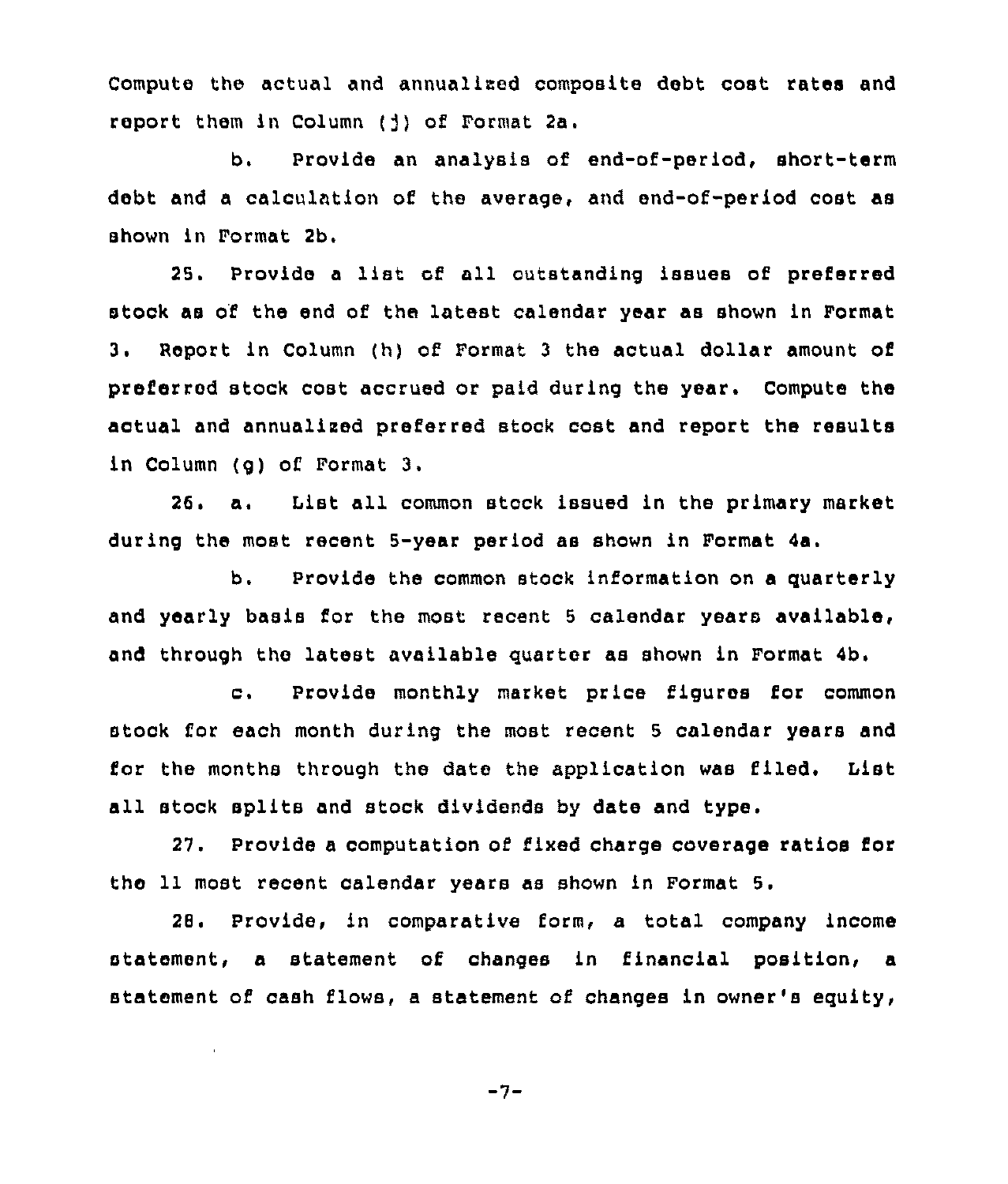Compute the actual and annualized composite debt cost rates and report them in Column (j) of Format 2a.

b. Provide an analysis of end-of-period, short-term debt and a calculation of the average, and end-of-period cost as shown in Format 2b.

25. Provide a list of all outstanding issues of preferred stock as of the end of the latest calendar year as shown in Format 3. Report in Column (h) of Format 3 the actual dollar amount of preferred stock cost accrued or paid during the year. Compute the actual and annualized preferred stock cost and report the results in Column (g) of Format 3.

26. a. List all common stock issued in the primary market during the most recent 5-year period as shown in Format 4a.

b. Provide the common stock information on a quarterly and yearly basis for the most recent 5 calendar years available, and through the latest available quarter as shown in Format 4b.

c. Provide monthly market price figures for common stock for each month during the most recent 5 calendar years and for the months through the date the application was filed. List all stock splits and stock dividends by date and type.

27. Provide a computation of fixed charge coverage ratios for the 11 most recent calendar years as shown in Format 5.

28. Provide, in comparative form, a total company income statement, a statement of changes in financial position, a statement of cash flows, a statement of changes in owner's equity,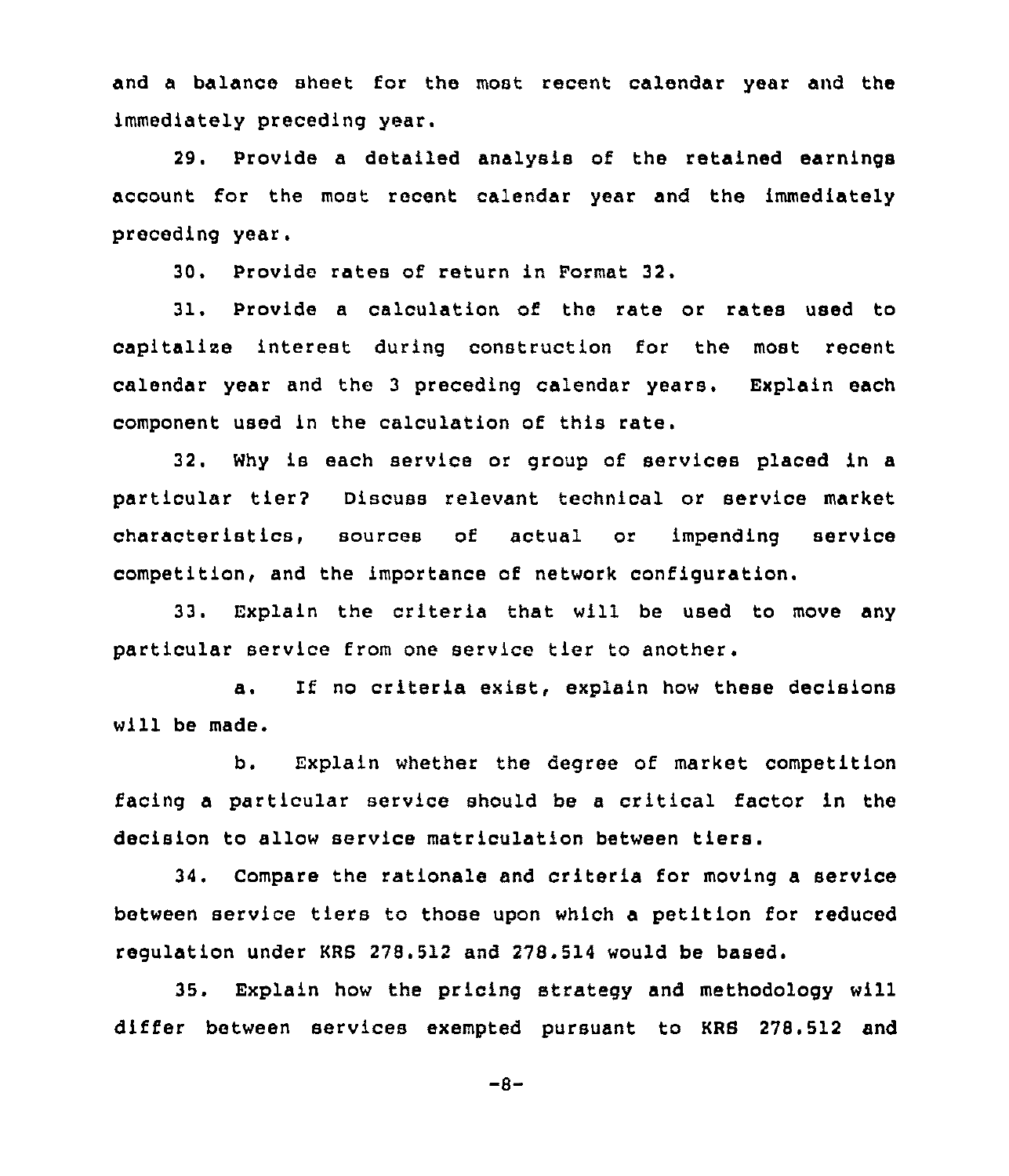and a balance sheet for the most recent calendar year and the immediately preceding year.

29. Provide a detailed analysis of the retained earnings account for the most recent calendar year and the immediately preceding year.

30. Provide rates of return in Format 32.

31. Provide a calculation of the rate or rates used to capitalize interest during construction for the most recent calendar year and the 3 preceding calendar years. Explain each component used in the calculation of this rate.

32. Why is each service or group of services placed in a particular tier? Discuss relevant technical or service market characteristics, sources of actual or impending service competition, and the importance of network configuration.

33. Explain the criteria that will be used to move any particular service from one service tier to another.

a. If no criteria exist, explain how these decisions will be made.

b. Explain whether the degree of market competition facing a particular service should be a critical factor in the decision to allow service matriculation between tiers.

34. Compare the rationale and criteria for moving a service between service tiers to those upon which a petition for reduced regulation under KRS 278.512 and 278.514 would be based.

35. Explain how the pricing strategy and methodology will differ between services exempted pursuant to KRS 278.512 and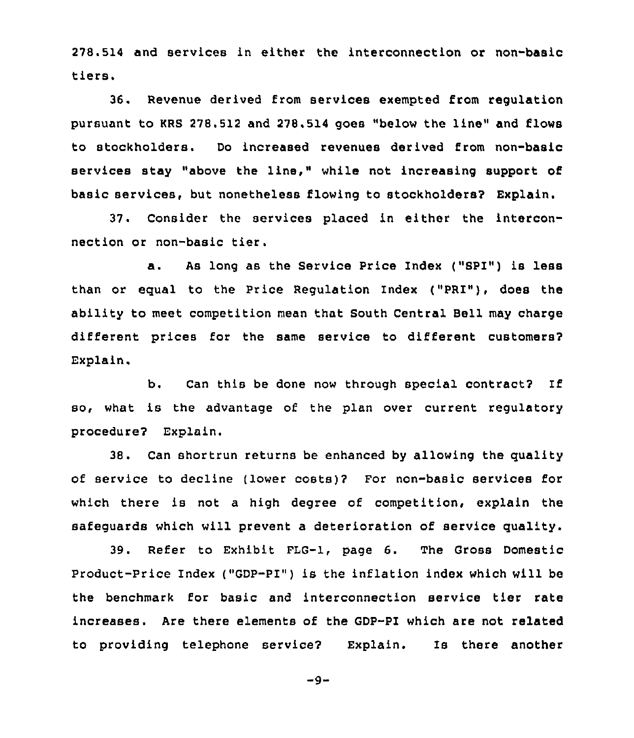278.514 and services in either the interconnection or non-basic tiers.

36. Revenue derived from services exempted from regulation pursuant to KRS 278.512 and 278.514 goes "below the line" and flows to stockholders. Do increased revenues derived from non-basic services stay "above the line," while not increasing support of basic services, but nonetheless flowing to stockholders? Explain.

37. Consider the services placed in either the interconnection or non-basic tier.

a. As long as the Service Price Index ("SPI") is less than or equal to the Price Regulation Index ("PRI"), does the ability to meet competition mean that South Central Bell may charge different prices for the same service to different customers? Explain.

b. Can this be done now through special contract? If so, what is the advantage of the plan over current regulatory procedure? Explain.

38. Can shortrun returns be enhanced by allowing the quality of service to decline (lower costs)? For non-basic services for which there is not a high degree of competition, explain the safeguards which will prevent a deterioration of service quality.

39. Refer to Exhibit FLG-1, page 6. The Gross Domestic Product-Price Index ("GDP-PI") is the inflation index which will be the benchmark for basic and interconnection service tier rate increases. Are there elements of the GDP-PI which are not related to providing telephone service? Explain. Is there another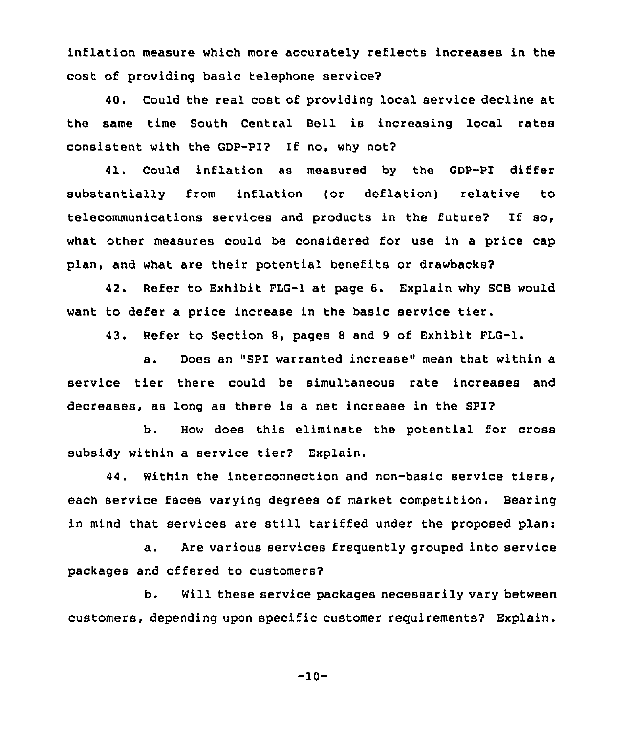inflation measure which more accurately reflects increases in the cost of providing basic telephone service?

40. Could the real cost of providing local service decline at the same time South Central Bell is increasing local rates consistent with the GDP-PI? If no, why not?

41. Could inflation as measured by the GDP-PI differ substantially from inflation (or deflation) relative to telecommunications services and products in the future? If so, what other measures could be considered for use in a price cap plan, and what are their potential benefits or drawbacks?

42. Refer to Exhibit FLG-1 at page 6. Explain why SCB would want to defer a price increase in the basic service tier.

43. Refer to Section 8, pages 8 and 9 of Exhibit FLG-1.

a. Does an "SPI warranted increase" mean that within a service tier there could be simultaneous rate increases and decreases, as long as there is a net increase in the SPI?

b. How does this eliminate the potential for cross subsidy within a service tier? Explain.

44. Within the interconnection and non-basic service tiers, each service faces varying degrees of market competition. Bearing in mind that services are still tariffed under the proposed plan:

a. Are various services frequently grouped into service packages and offered to customers?

b. Will these service packages necessarily vary between customers, depending upon specific customer requirements? Explain.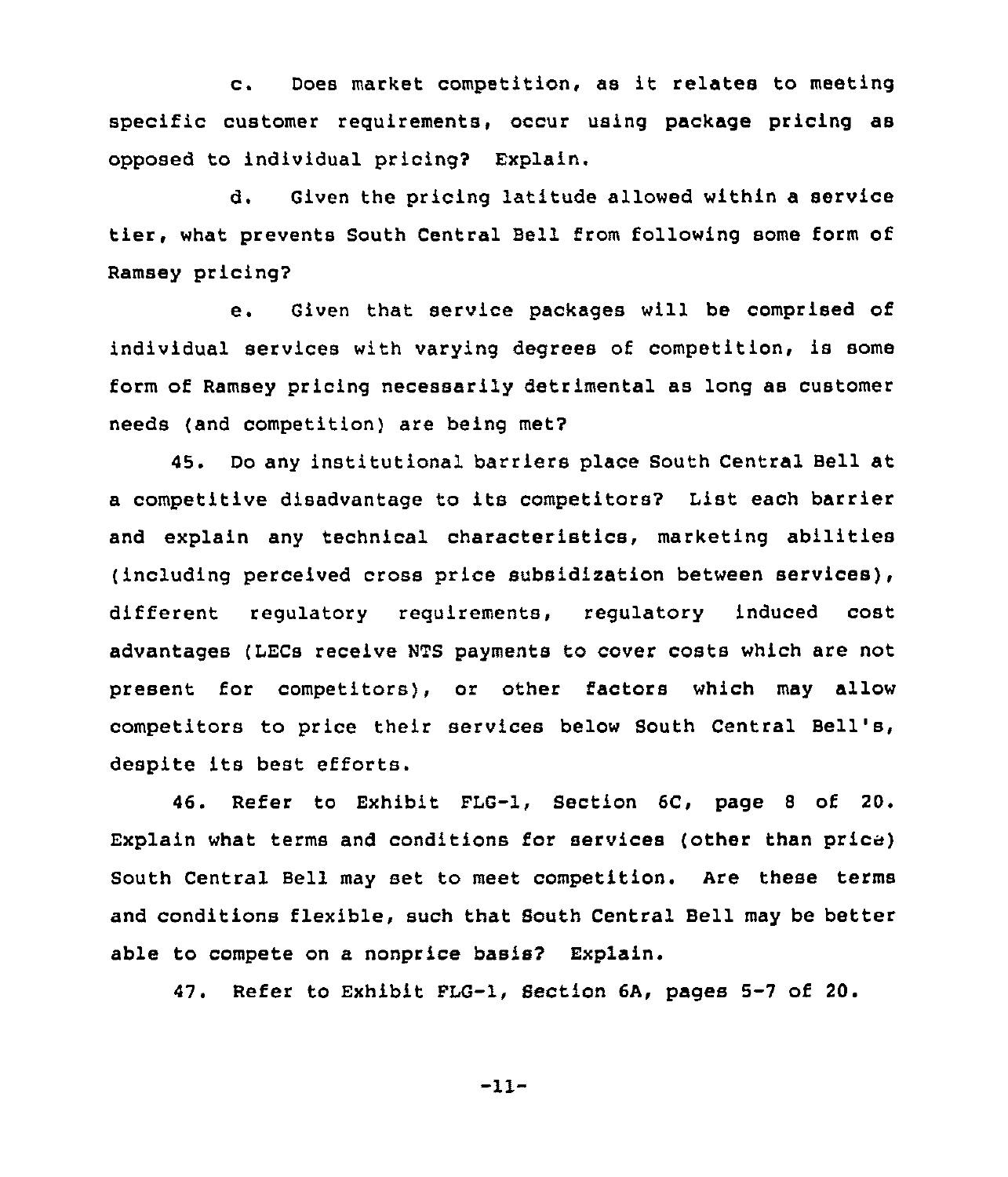c. Does market competition, as it relates to meeting specific customer requirements, occur using package pricing as opposed to individual pricing? Explain.

d. Given the pricing latitude allowed within a service tier, what prevents South Central Bell from following some form of Ramsey pricing?

e. Given that service packages will be comprised of individual services with varying degrees of competition, is some form of Ramsey pricing necessarily detrimental as long as customer needs (and competition) are being met?

45. Do any institutional barriers place South Central Bell at a competitive disadvantage to its competitors? List each barrier and explain any technical characteristics, marketing abilities (including perceived cross price subsidization between services), different regulatory requirements, regulatory induced cost advantages (LECs receive NTS payments to cover costs which are not present for competitors), or other factors which may allow competitors to price their services below South Central Bell's, despite its best efforts.

46. Refer to Exhibit FLG-1, Section 6C, page 8 of 20. Explain what terms and conditions for services (other than price) South Central Bell may set to meet competition. Are these terms and conditions flexible, such that South Central Bell may be better able to compete on a nonprice basis? Explain.

47. Refer to Exhibit FLG-1, Section 6A, pages 5-7 of 20.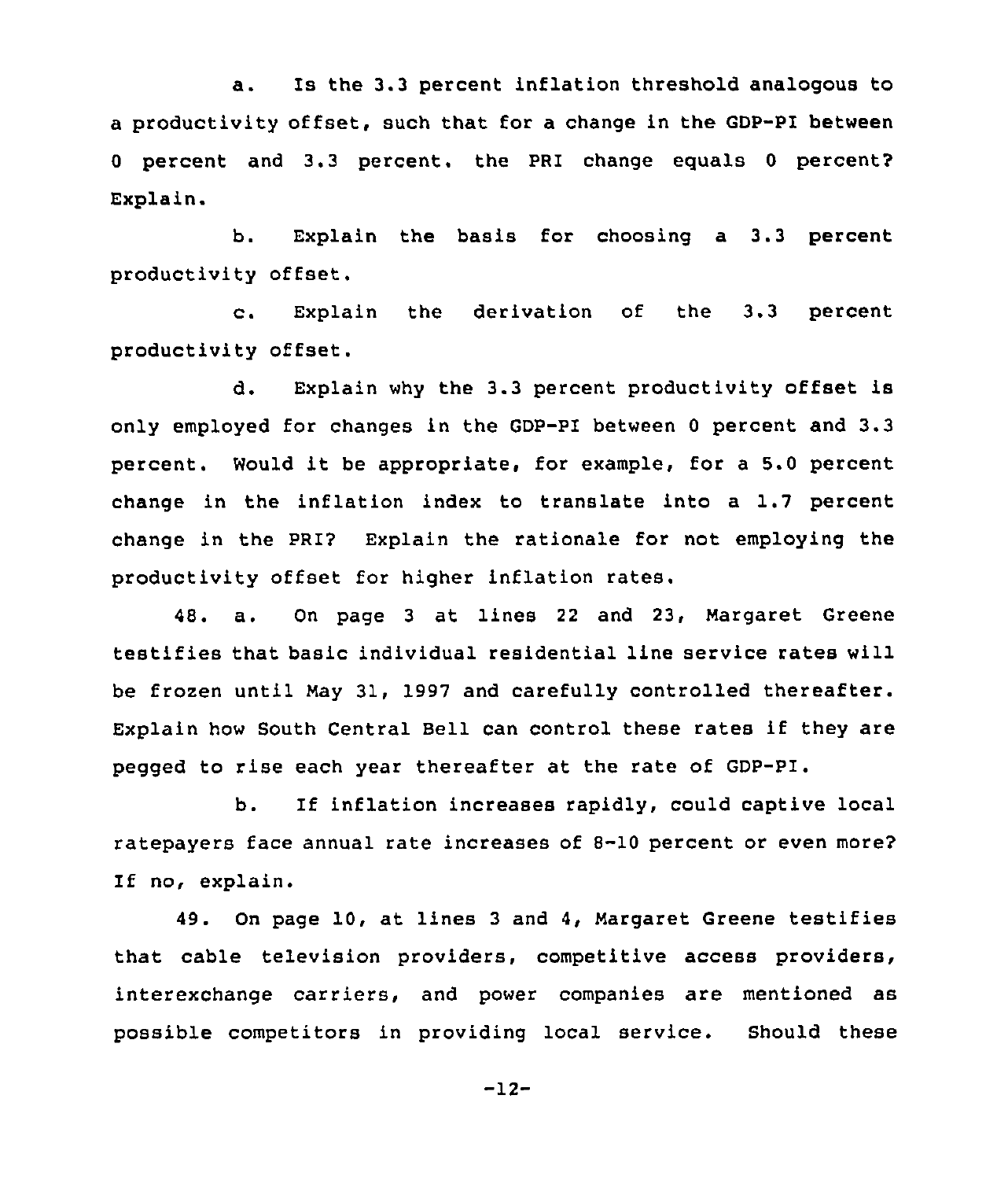a. Is the 3.3 percent inflation threshold analogous to a productivity offset, such that for a change in the GDP-PI between 0 percent and 3.3 percent, the PRI change equals 0 percent? Explain.

b. Explain the basis for choosing a 3.3 percent productivity offset.

c. Explain the derivation of the 3.3 percent productivity offset.

d. Explain why the 3.3 percent productivity offset is only employed for changes in the GDP-PI between 0 percent and 3.3 percent. Would it be appropriate, for example, for a 5.0 percent change in the inflation index to translate into a 1.7 percent change in the PRI? Explain the rationale for not employing the productivity offset for higher inflation rates.

48. a. On page 3 at lines 22 and 23, Margaret Greene testifies that basic individual residential line service rates will be frozen until May 31, 1997 and carefully controlled thereafter. Explain how South Central Bell can control these rates if they are pegged to rise each year thereafter at the rate of GDP-PI.

b. If inflation increases rapidly, could captive local ratepayers face annual rate increases of 8-10 percent or even more? If no, explain.

49. On page 10, at lines 3 and 4, Margaret Greene testifies that cable television providers, competitive access providers, interexchange carriers, and power companies are mentioned as possible competitors in providing local service. Should these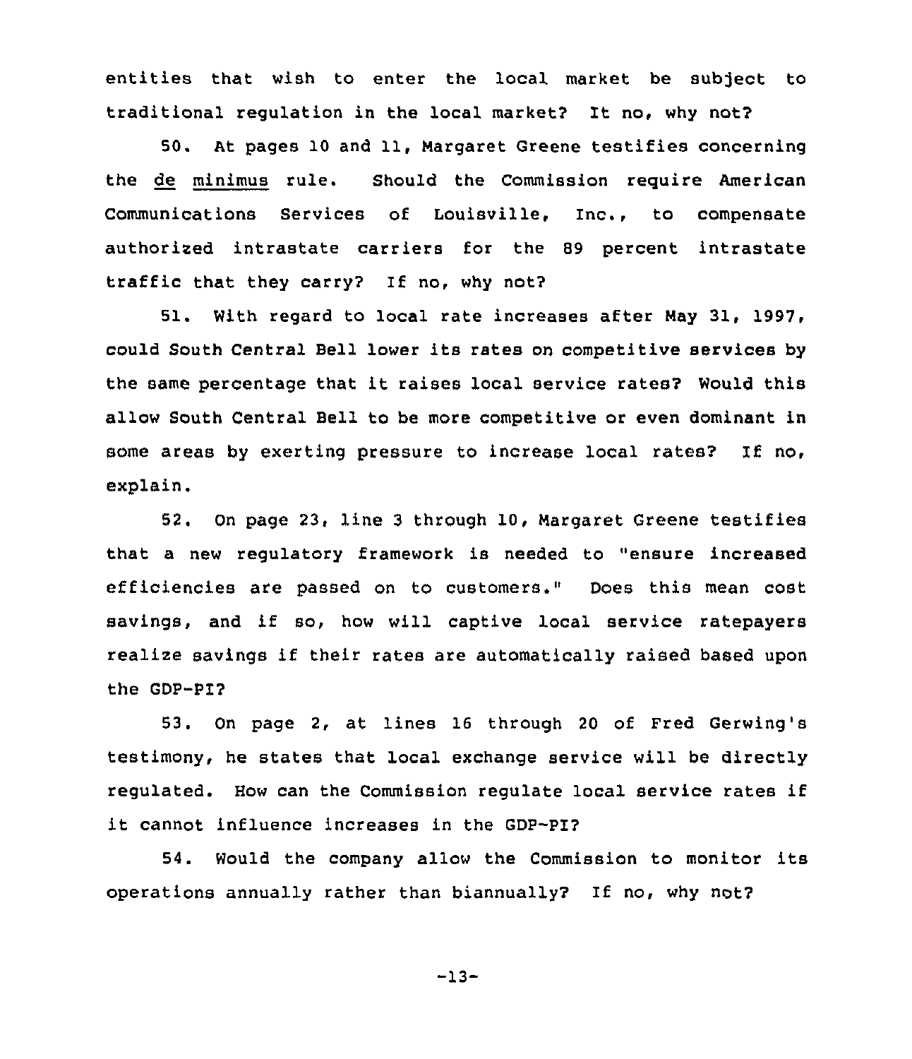entities that wish to enter the local market be subject to traditional regulation in the local market? It no, why not?

50. At pages 10 and 11, Margaret Greene testifies concerning the de minimus rule. Should the Commission require American Communications Services of Louisville, Inc., to compensate authorized intrastate carriers for the 89 percent intrastate traffic that they carry? If no, why not?

51. With regard to local rate increases after May 31, 1997, could South Central Bell lower its rates on competitive services by the same percentage that it raises local service rates? Would this allow South Central Bell to be more competitive or even dominant in some areas by exerting pressure to increase local rates? If no, explain.

52. On page 23, line 3 through 10, Margaret Greene testifies that a new regulatory framework is needed to "ensure increased efficiencies are passed on to customers." Does this mean cost savings, and if so, how will captive local service ratepayers realize savings if their rates are automatically raised based upon the GDP-PI?

53. On page 2, at lines 16 through 20 of Fred Gerwing's testimony, he states that local exchange service will be directly regulated. How can the Commission regulate local service rates if it cannot influence increases in the GDP-PI?

54. Would the company allow the Commission to monitor its operations annually rather than biannually? If no, why not?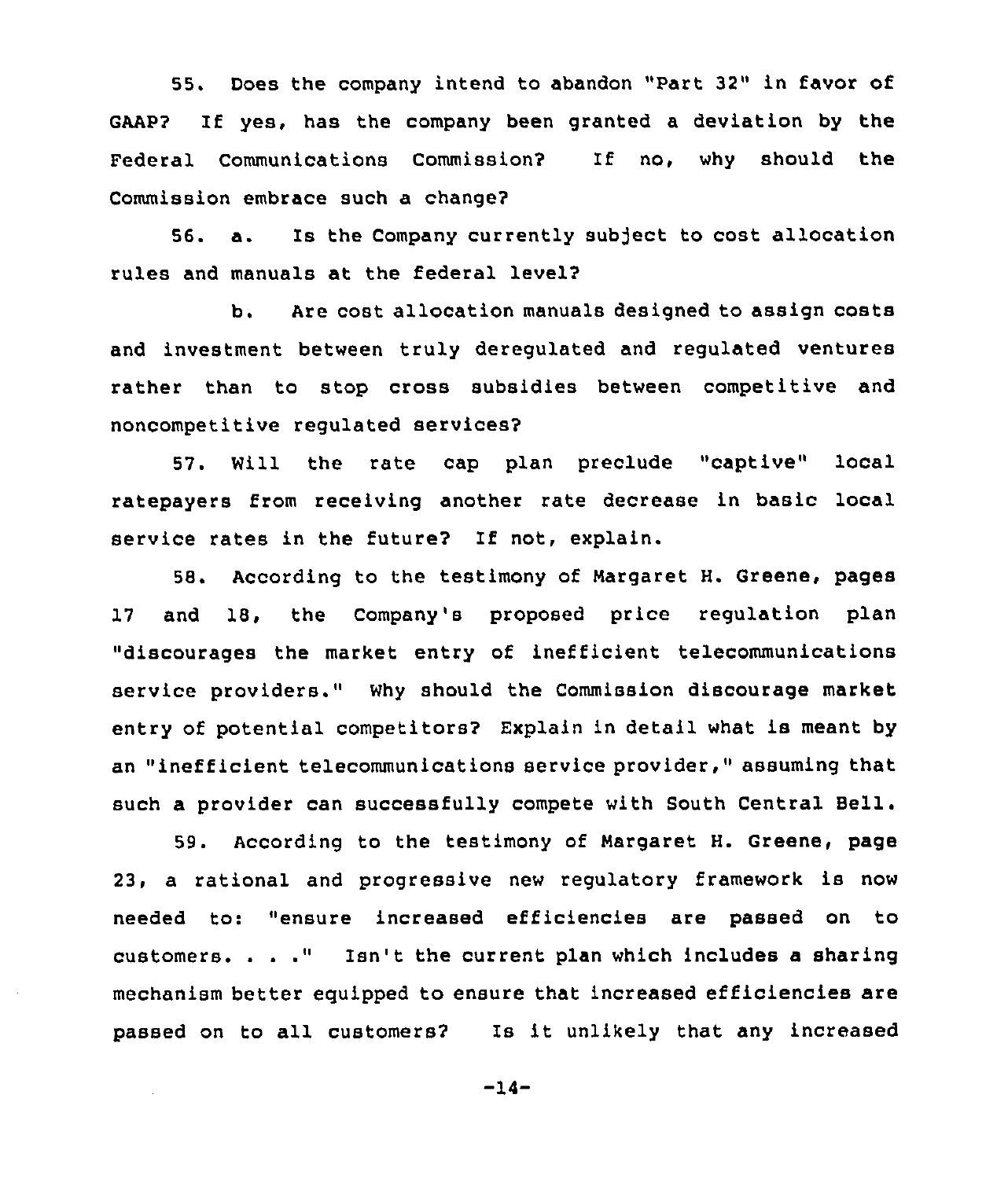55. Does the company intend to abandon "Part 32" in favor of GAAP? If yes, has the company been granted a deviation by the Federal Communications Commission? If no, why should the Commission embrace such a change?

56. a. Is the Company currently subject to cost allocation rules and manuals at the federal level?

b. Are cost allocation manuals designed to assign costs and investment between truly deregulated and regulated ventures rather than to stop cross subsidies between competitive and noncompetitive regulated services?

57. Will the rate cap plan preclude "captive" local ratepayers from receiving another rate decrease in basic local service rates in the future? If not, explain.

58. According to the testimony of Margaret H. Greene, pages 17 and 18, the Company's proposed price regulation plan "discourages the market entry of inefficient telecommunications service providers." Why should the Commission discourage market entry of potential competitors? Explain in detail what is meant by an "inefficient telecommunications service provider," assuming that such a provider can successfully compete with South Central Bell.

59. According to the testimony of Margaret H. Greene, page 23, a rational and progressive new regulatory framework is now needed to: "ensure increased efficiencies are passed on to customers. . . ." Isn't the current plan which includes a sharing mechanism better equipped to ensure that increased efficiencies are passed on to all customers? Is it unlikely that any increased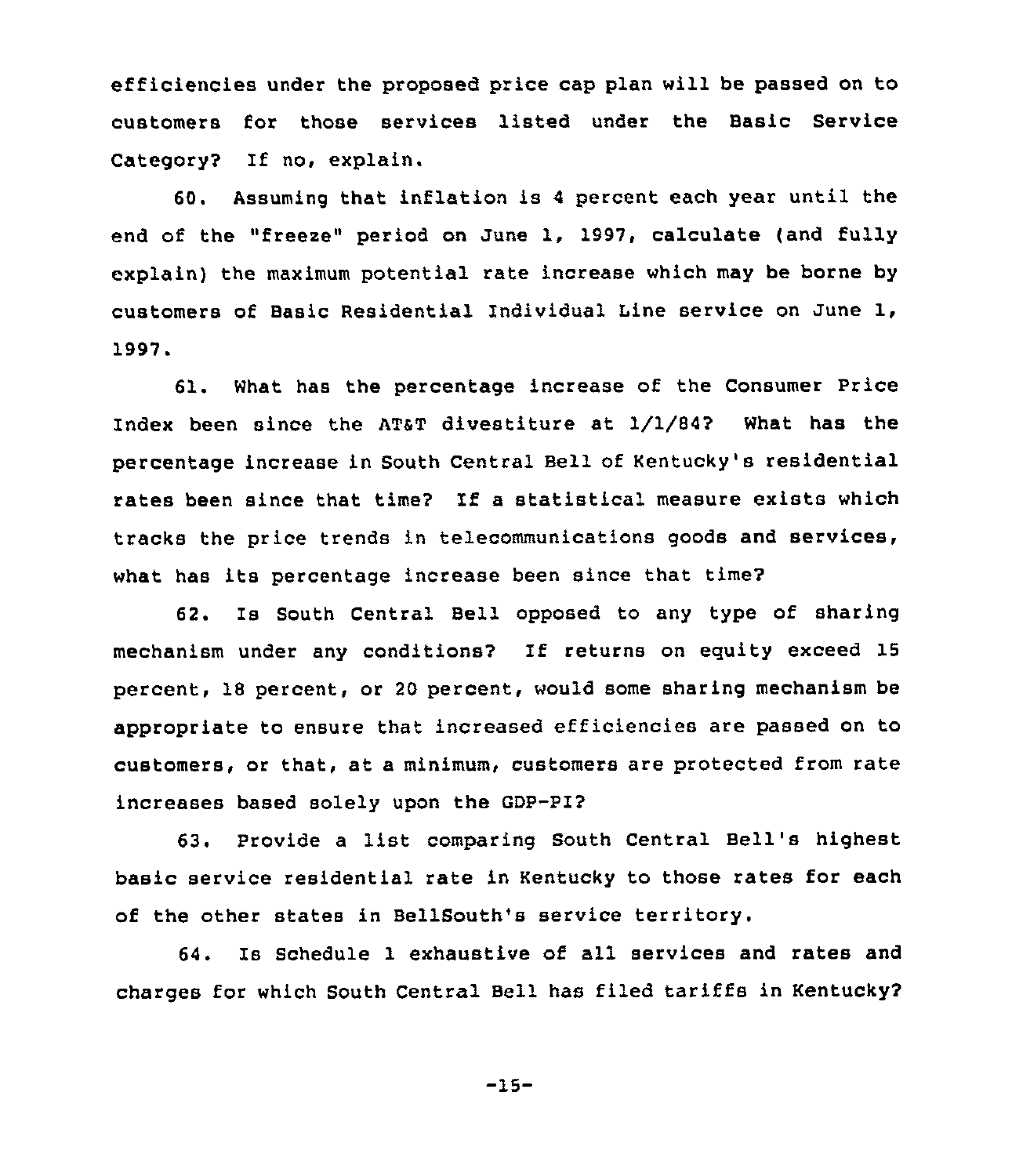efficiencies under the proposed price cap plan will be passed on to customers for those services listed under the Basic Service Category? If no, explain.

60. Assuming that inflation is 4 percent each year until the end of the "freeze" period on June 1, 1997, calculate (and fully explain) the maximum potential rate increase which may be borne by customers of Basic Residential Individual Line service on June 1, 1997.

61. What has the percentage increase of the Consumer Price Index been since the AT&T divestiture at 1/1/84? What has the percentage increase in South Central Bell of Kentucky's residential rates been since that time? If a statistical measure exists which tracks the price trends in telecommunications goods and services, what has its percentage increase been since that time?

62. Is South Central Bell opposed to any type of sharing mechanism under any conditions? If returns on equity exceed 15 percent, 18 percent, or 20 percent, would some sharing mechanism be appropriate to ensure that increased efficiencies are passed on to customers, or that, at a minimum, customers are protected from rate increases based solely upon the GDP-PI?

63. Provide a list comparing South Central Bell's highest basic service residential rate in Kentucky to those rates for each of the other states in BellSouth's service territory.

64. Is Schedule 1 exhaustive of all services and rates and charges for which South Central Bell has filed tariffs in Kentucky?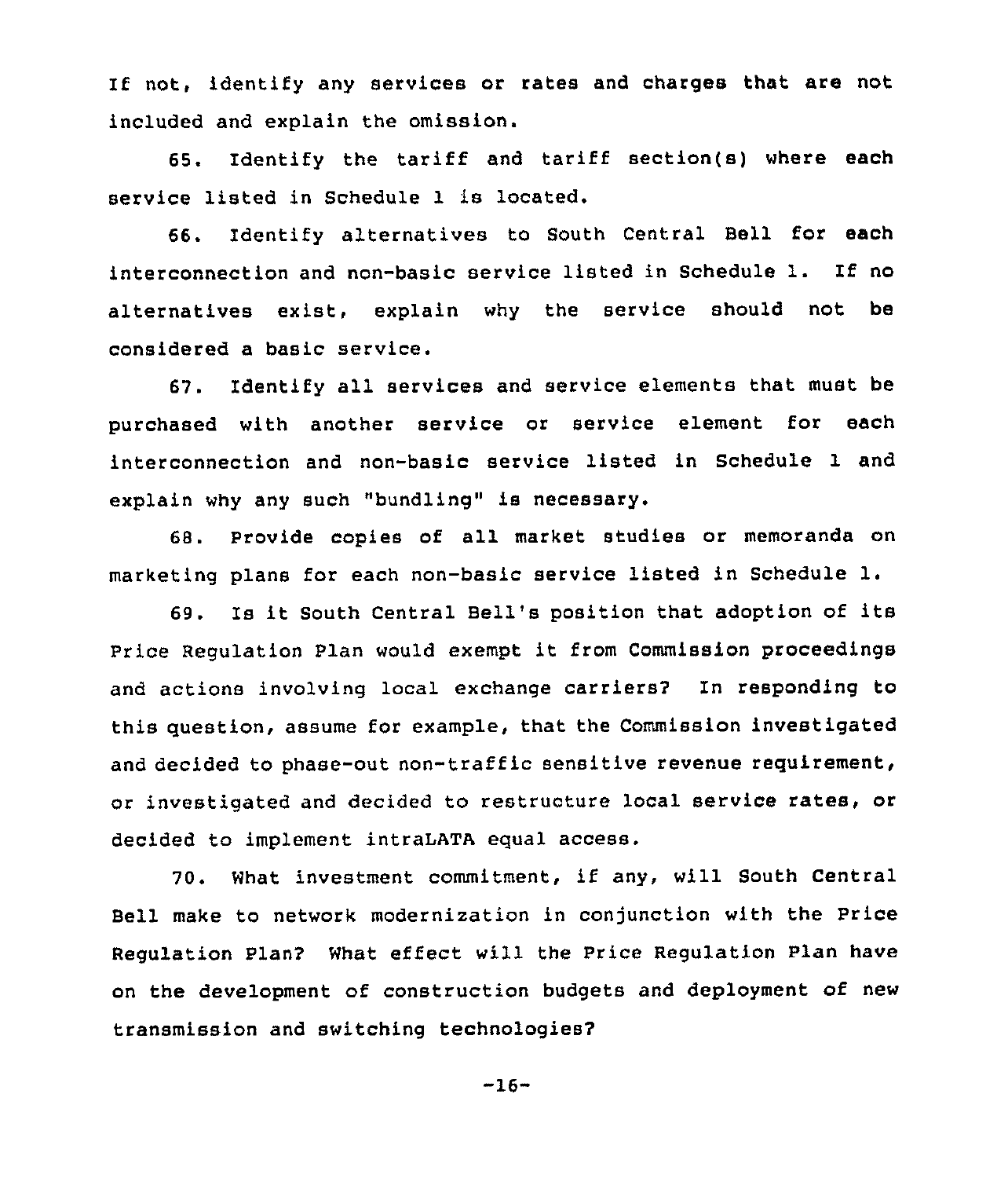If not, identify any services or rates and charges that are not included and explain the omission.

65. Identify the tariff and tariff section(s) where each service listed in Schedule 1 is located.

66. Identify alternatives to South Central Bell for each interconnection and non-basic service listed in Schedule 1. If no alternatives exist, explain why the service should not be considered a basic service.

67. Identify all services and service elements that must be purchased with another service or service element for each interconnection and non-basic service listed in Schedule 1 and explain why any such "bundling" is necessary.

68. Provide copies of all market studies or memoranda on marketing plans for each non-basic service listed in Schedule 1.

69. Is it South Central Bell's position that adoption of its Price Regulation Plan would exempt it from Commission proceedings and actions involving local exchange carriers? In responding to this question, assume for example, that the Commission investigated and decided to phase-out non-traffic sensitive revenue requirement, or investigated and decided to restructure local service rates, or decided to implement intraLATA equal access.

70. What investment commitment, if any, will South Central Bell make to network modernization in conjunction with the Price Regulation Plan? What effect will the Price Regulation Plan have on the development of construction budgets and deployment of new transmission and switching technologies?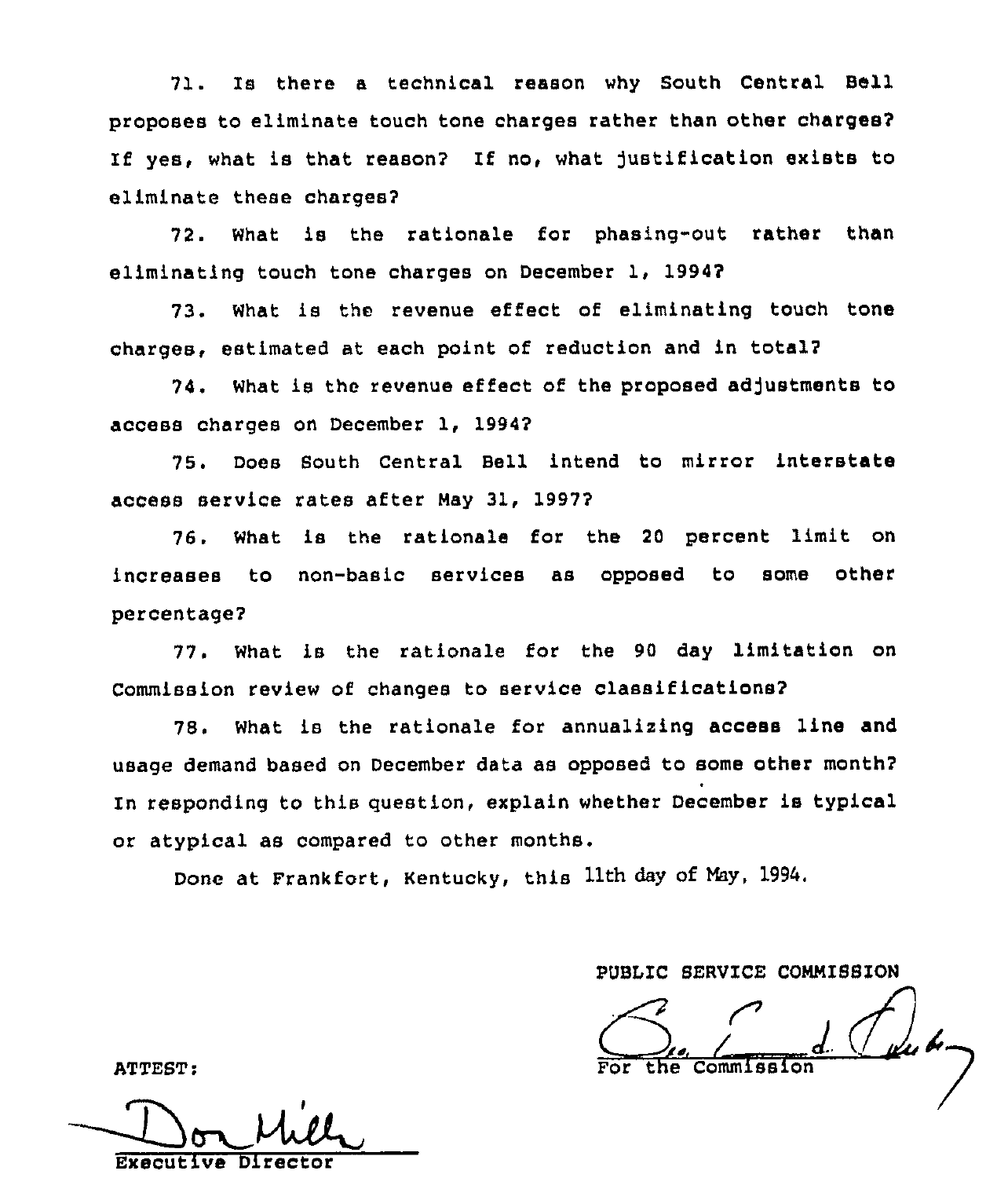71. Is there a technical reason why South Central Bell proposes to eliminate touch tone charges rather than other charges? If yes, what is that reason? If no, what justification exists to eliminate these charges?

72. What is the rationale for phasing-out rather than eliminating touch tone charges on December 1, 1994?

73. What is the revenue effect of eliminating touch tone charges, estimated at each point of reduction and in total?

74. What is the revenue effect of the proposed adjustments to access charges on December 1, 1994?

75. Does South Central Bell intend to mirror interstate access service rates after May 31, 1997?

76. What is the rationale for the 20 percent limit on increases to non-basic services as opposed to some other percentage?

77. What is the rationale for the 90 day limitation on Commission review of changes to service classifications?

78. What is the rationale for annualizing access line and usage demand based on December data as opposed to some other month? In responding to this question, explain whether December is typical or atypical as compared to other months.

Done at Frankfort, Kentucky, this 11th day of May, 1994.

PUBLIC SERVICE COMMISSION

For the Commission

ATTEST:

Executive Director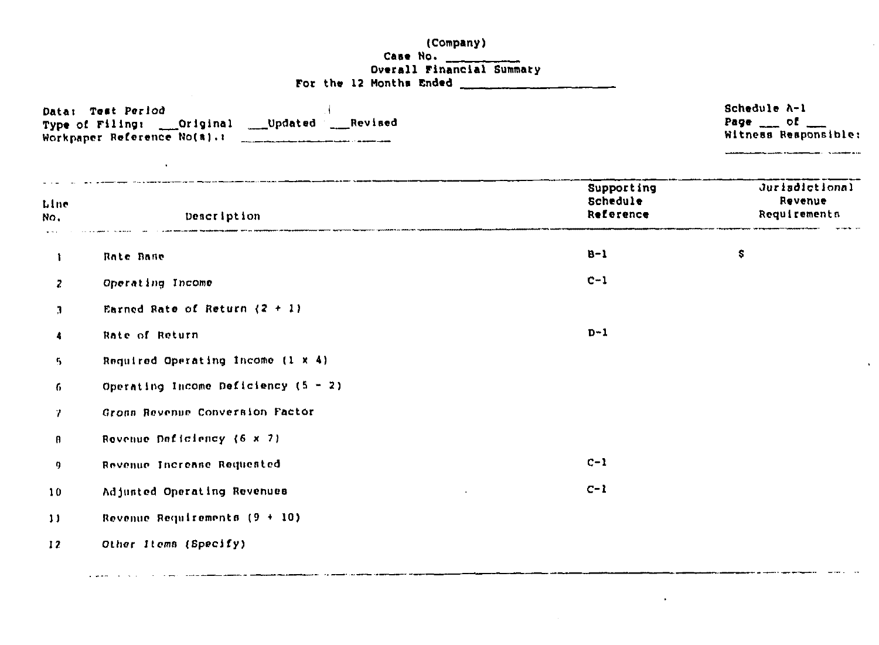(Company)
Case No. __________
Overall Financial Summary
For the 12 Months Ended ____________________

Data: Test Period
Type of Filing: ___Original ___Updated ___Revised
Workpaper Reference No(s).: ____________________

Schedule A-1
Page ___ of ___
Witness Responsible:
____________________

| Line No. | Description | Supporting Schedule Reference | Jurisdictional Revenue Requirements |
|---|---|---|---|
| 1 | Rate Base | B-1 | $ |
| 2 | Operating Income | C-1 | |
| 3 | Earned Rate of Return (2 ÷ 1) | | |
| 4 | Rate of Return | D-1 | |
| 5 | Required Operating Income (1 x 4) | | |
| 6 | Operating Income Deficiency (5 - 2) | | |
| 7 | Gross Revenue Conversion Factor | | |
| 8 | Revenue Deficiency (6 x 7) | | |
| 9 | Revenue Increase Requested | C-1 | |
| 10 | Adjusted Operating Revenues | C-1 | |
| 11 | Revenue Requirements (9 + 10) | | |
| 12 | Other Items (Specify) | | |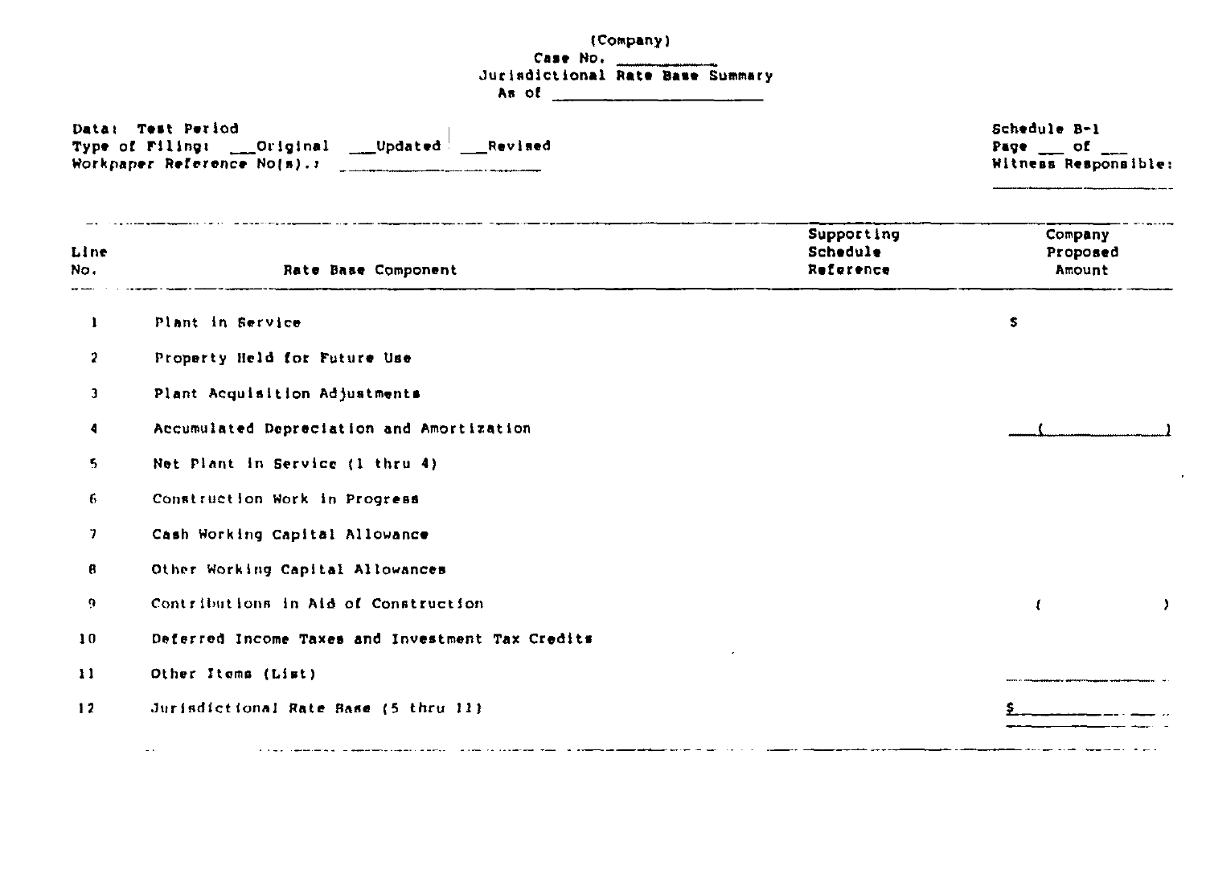(Company)
Case No. ________
Jurisdictional Rate Base Summary
As of ____________________

Data: Test Period
Type of Filing: ___Original ___Updated ___Revised
Workpaper Reference No(s).: ____________________

Schedule B-1
Page ___ of ___
Witness Responsible:
____________________

| Line No. | Rate Base Component | Supporting Schedule Reference | Company Proposed Amount |
|---|---|---|---|
| 1 | Plant in Service | | $ |
| 2 | Property Held for Future Use | | |
| 3 | Plant Acquisition Adjustments | | |
| 4 | Accumulated Depreciation and Amortization | | ( ) |
| 5 | Net Plant in Service (1 thru 4) | | |
| 6 | Construction Work in Progress | | |
| 7 | Cash Working Capital Allowance | | |
| 8 | Other Working Capital Allowances | | |
| 9 | Contributions in Aid of Construction | | ( ) |
| 10 | Deferred Income Taxes and Investment Tax Credits | | |
| 11 | Other Items (List) | | |
| 12 | Jurisdictional Rate Base (5 thru 11) | | $ |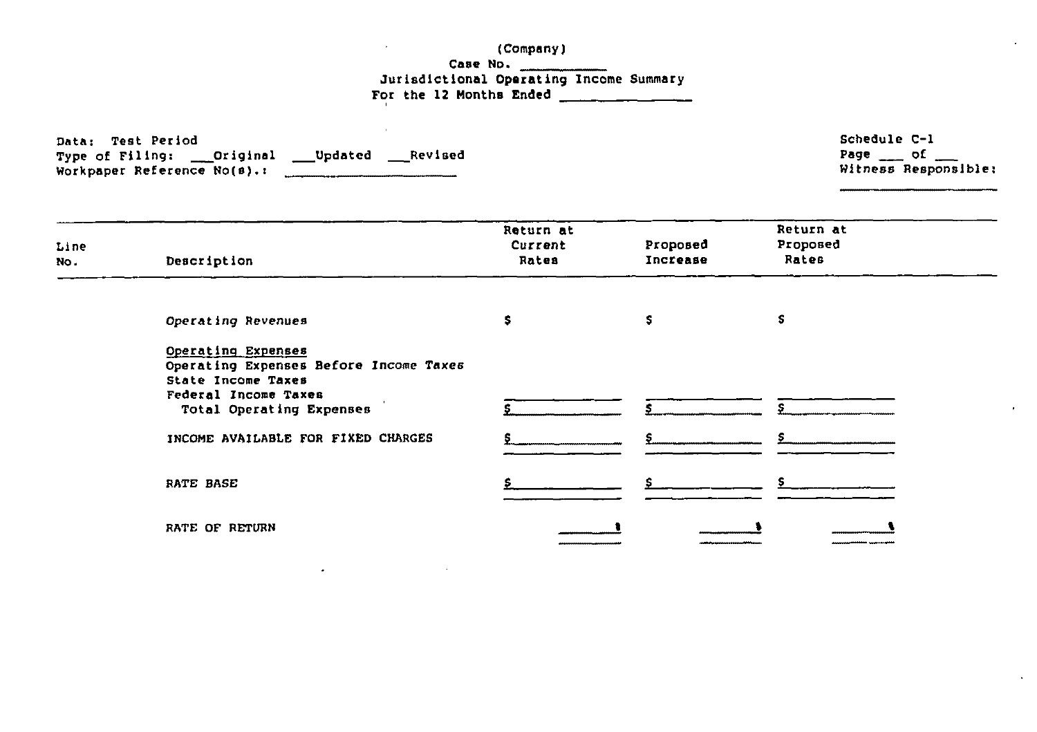(Company)
Case No. ___________
Jurisdictional Operating Income Summary
For the 12 Months Ended _______________

Data: Test Period
Type of Filing: ___Original ___Updated ___Revised
Workpaper Reference No(s).: ____________________

Schedule C-1
Page ___ of ___
Witness Responsible:
____________________

| Line No. | Description | Return at Current Rates | Proposed Increase | Return at Proposed Rates |
|---|---|---|---|---|
| | *Operating Revenues* | $ | $ | $ |
| | Operating Expenses | | | |
| | Operating Expenses Before Income Taxes | | | |
| | State Income Taxes | | | |
| | Federal Income Taxes | | | |
| | Total Operating Expenses | $ | $ | $ |
| | INCOME AVAILABLE FOR FIXED CHARGES | $ | $ | $ |
| | RATE BASE | $ | $ | $ |
| | RATE OF RETURN | % | % | % |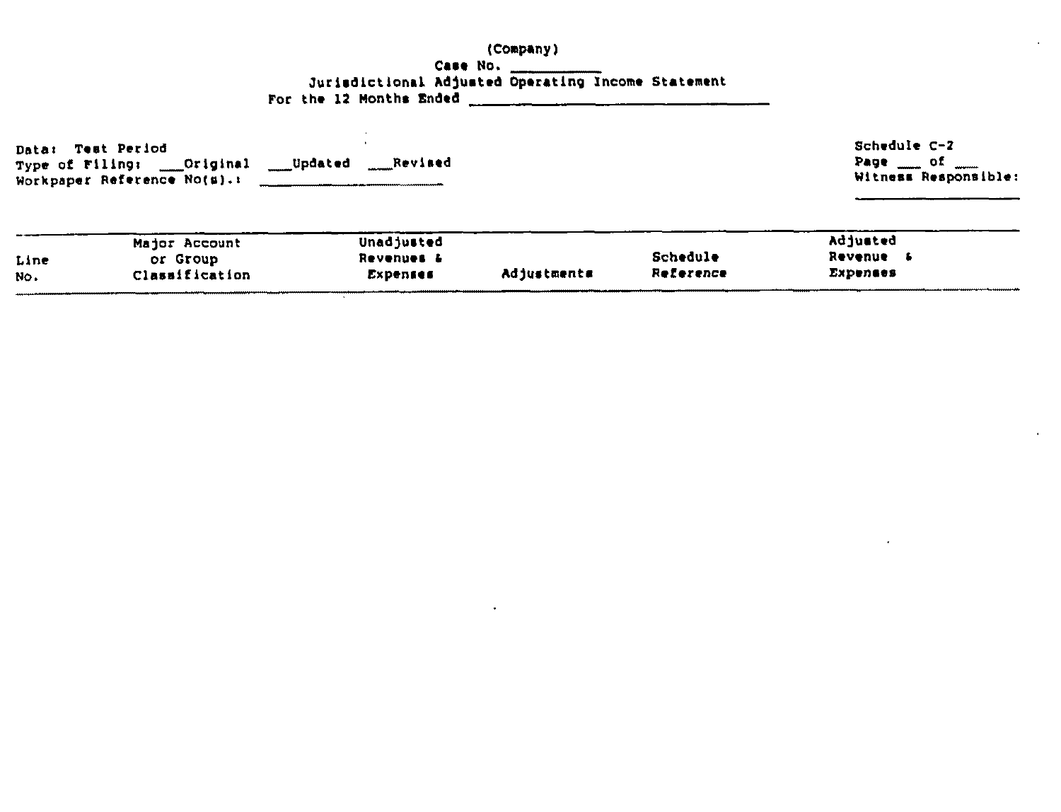(Company)

Case No. ___________

Jurisdictional Adjusted Operating Income Statement

For the 12 Months Ended ______________________________

Data: Test Period
Type of Filing: ___Original ___Updated ___Revised
Workpaper Reference No(s).: ____________________

Schedule C-2
Page ___ of ___
Witness Responsible:
____________________

| Line No. | Major Account or Group Classification | Unadjusted Revenues & Expenses | Adjustments | Schedule Reference | Adjusted Revenue & Expenses |
|---|---|---|---|---|---|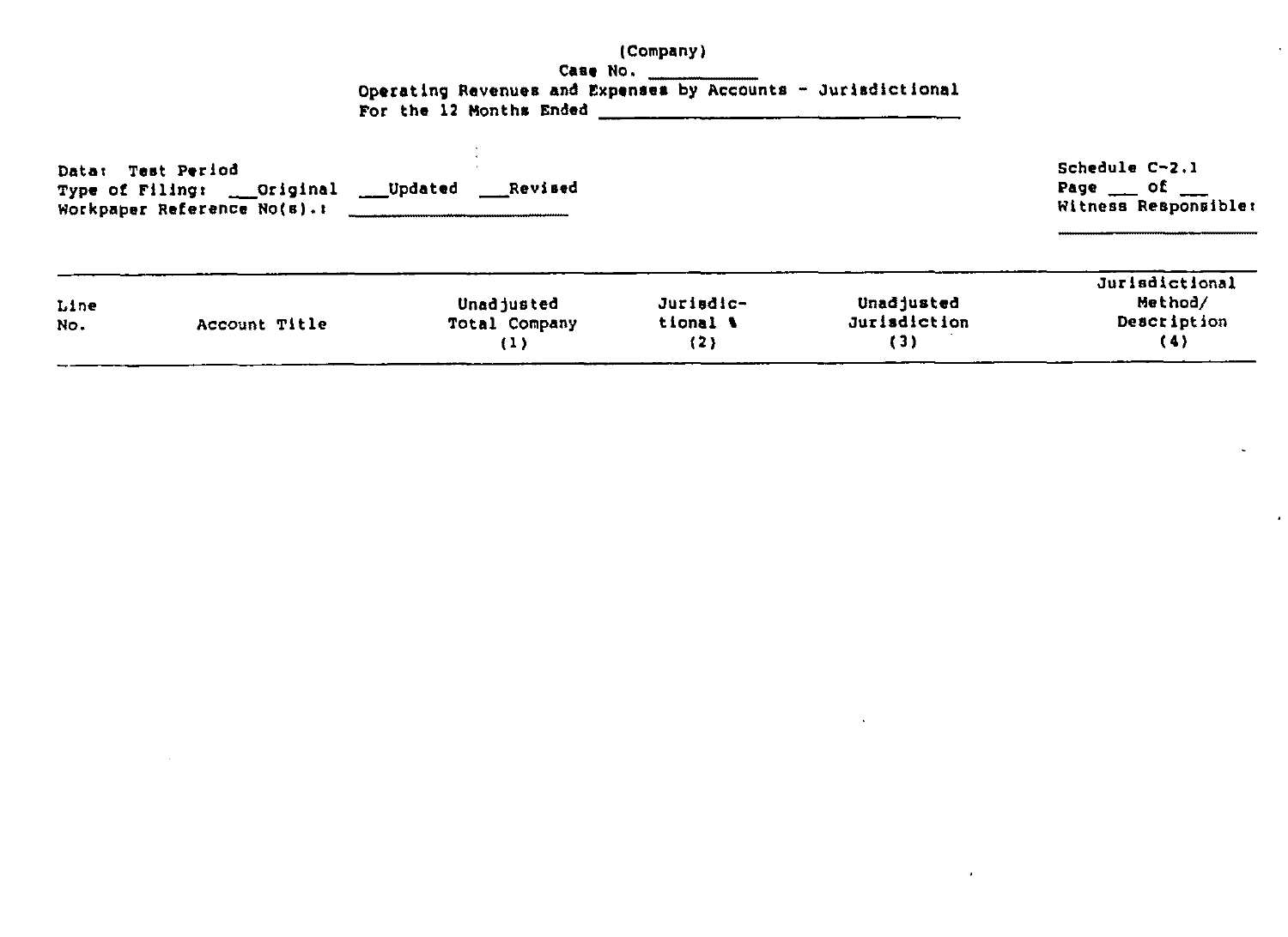(Company)
Case No. ___________
Operating Revenues and Expenses by Accounts - Jurisdictional
For the 12 Months Ended ______________________________

Data: Test Period
Type of Filing: ___Original ___Updated ___Revised
Workpaper Reference No(s).: ____________________

Schedule C-2.1
Page ___ of ___
Witness Responsible:
____________________

| Line No. | Account Title | Unadjusted Total Company (1) | Jurisdictional % (2) | Unadjusted Jurisdiction (3) | Jurisdictional Method/ Description (4) |
|---|---|---|---|---|---|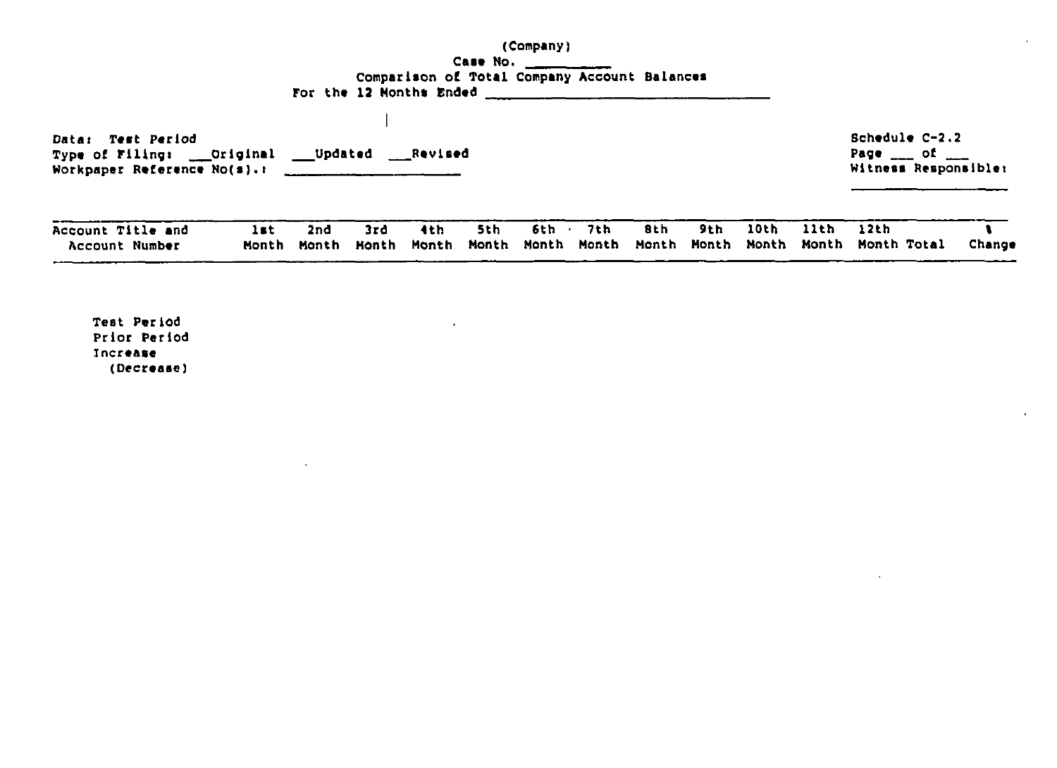(Company)

Case No. ________

Comparison of Total Company Account Balances

For the 12 Months Ended ______________________________

Data: Test Period

Type of Filing: ___Original ___Updated ___Revised

Workpaper Reference No(s).: ________________

Schedule C-2.2

Page ___ of ___

Witness Responsible:

______________

| Account Title and Account Number | 1st Month | 2nd Month | 3rd Month | 4th Month | 5th Month | 6th Month | 7th Month | 8th Month | 9th Month | 10th Month | 11th Month | 12th Month | Total | % Change |
|---|---|---|---|---|---|---|---|---|---|---|---|---|---|---|
| Test Period | | | | | | | | | | | | | | |
| Prior Period | | | | | | | | | | | | | | |
| Increase (Decrease) | | | | | | | | | | | | | | |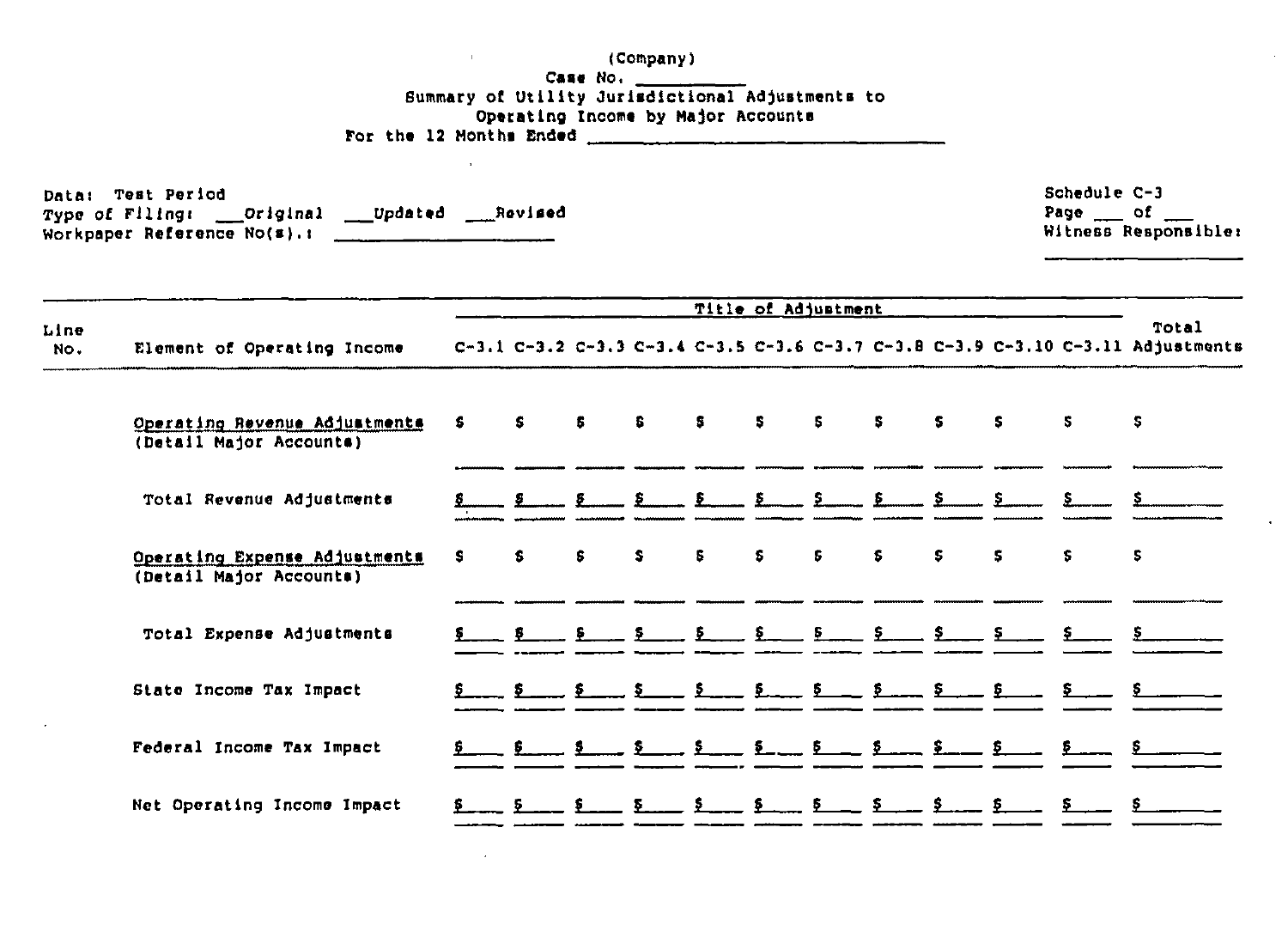(Company)
Case No. ___________
Summary of Utility Jurisdictional Adjustments to
Operating Income by Major Accounts
For the 12 Months Ended ______________________

Data: Test Period
Type of Filing: ___Original ___Updated ___Revised
Workpaper Reference No(s).: ________________

Schedule C-3
Page ___ of ___
Witness Responsible:
________________

| Line No. | Element of Operating Income | Title of Adjustment | | | | | | | | | | | Total Adjustments |
|---|---|---|---|---|---|---|---|---|---|---|---|---|---|
| | | C-3.1 | C-3.2 | C-3.3 | C-3.4 | C-3.5 | C-3.6 | C-3.7 | C-3.8 | C-3.9 | C-3.10 | C-3.11 | |
| | Operating Revenue Adjustments (Detail Major Accounts) | $ | $ | $ | $ | $ | $ | $ | $ | $ | $ | $ | $ |
| | Total Revenue Adjustments | $ | $ | $ | $ | $ | $ | $ | $ | $ | $ | $ | $ |
| | Operating Expense Adjustments (Detail Major Accounts) | $ | $ | $ | $ | $ | $ | $ | $ | $ | $ | $ | $ |
| | Total Expense Adjustments | $ | $ | $ | $ | $ | $ | $ | $ | $ | $ | $ | $ |
| | State Income Tax Impact | $ | $ | $ | $ | $ | $ | $ | $ | $ | $ | $ | $ |
| | Federal Income Tax Impact | $ | $ | $ | $ | $ | $ | $ | $ | $ | $ | $ | $ |
| | Net Operating Income Impact | $ | $ | $ | $ | $ | $ | $ | $ | $ | $ | $ | $ |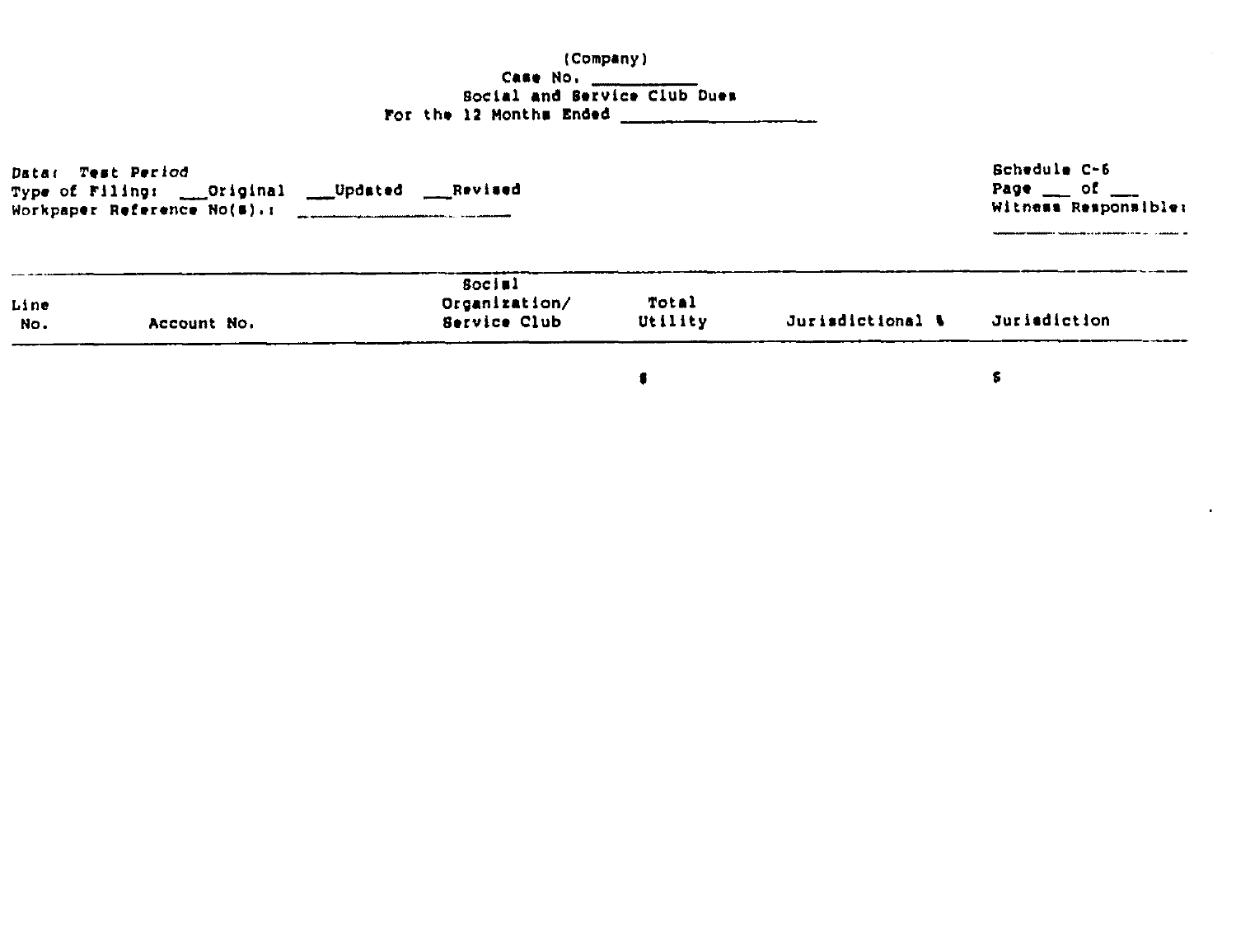(Company)
Case No. __________
Social and Service Club Dues
For the 12 Months Ended ________________

Data: Test Period
Type of Filing: __Original __Updated __Revised
Workpaper Reference No(s).: ______________

Schedule C-6
Page __ of __
Witness Responsible:
______________

| Line No. | Account No. | Social Organization/ Service Club | Total Utility | Jurisdictional % | Jurisdiction |
|---|---|---|---|---|---|
| | | | $ | | $ |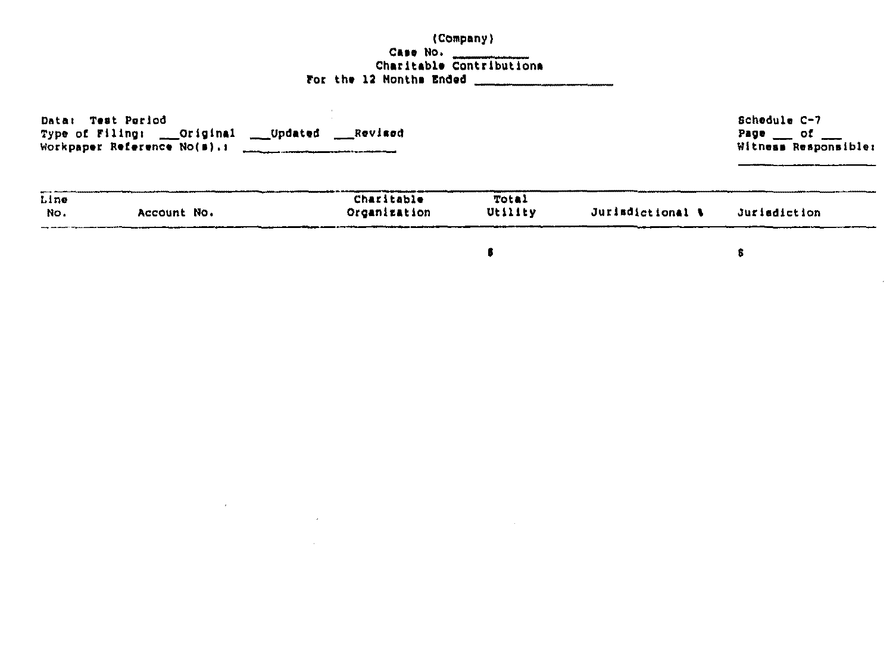(Company)
Case No. ________
Charitable Contributions
For the 12 Months Ended ________________

Data: Test Period
Type of Filing: ___Original ___Updated ___Revised
Workpaper Reference No(s).: ________________

Schedule C-7
Page ___ of ___
Witness Responsible:
________________

| Line No. | Account No. | Charitable Organization | Total Utility | Jurisdictional % | Jurisdiction |
|---|---|---|---|---|---|
| | | | $ | | $ |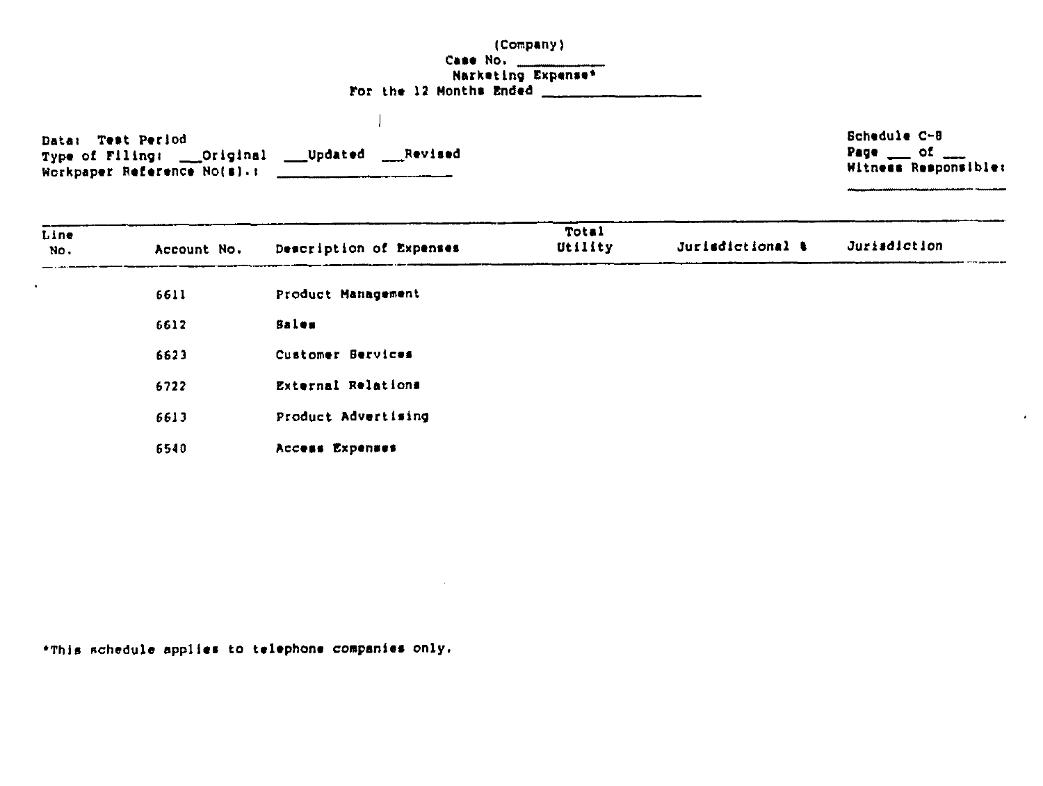(Company)
Case No. ________
Marketing Expense*
For the 12 Months Ended ________________

Data: Test Period
Type of Filing: __Original __Updated __Revised
Workpaper Reference No(s).: ________________

Schedule C-8
Page ___ of ___
Witness Responsible:
________________

| Line No. | Account No. | Description of Expenses | Total Utility | Jurisdictional % | Jurisdiction |
|---|---|---|---|---|---|
| | 6611 | Product Management | | | |
| | 6612 | Sales | | | |
| | 6623 | Customer Services | | | |
| | 6722 | External Relations | | | |
| | 6613 | Product Advertising | | | |
| | 6540 | Access Expenses | | | |

*This schedule applies to telephone companies only.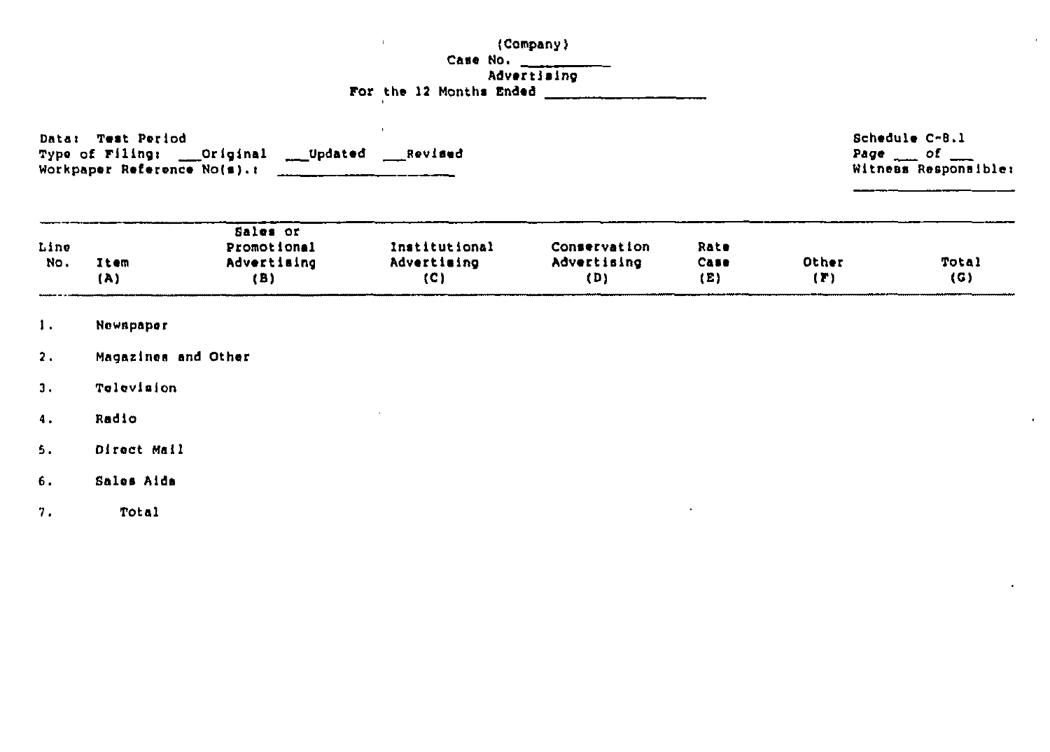(Company)
Case No. __________
Advertising
For the 12 Months Ended __________________

Data: Test Period
Type of Filing: ___Original ___Updated ___Revised
Workpaper Reference No(s).: ____________________

Schedule C-8.1
Page ___ of ___
Witness Responsible:
__________________

| Line No. | Item (A) | Sales or Promotional Advertising (B) | Institutional Advertising (C) | Conservation Advertising (D) | Rate Case (E) | Other (F) | Total (G) |
|---|---|---|---|---|---|---|---|
| 1. | Newspaper | | | | | | |
| 2. | Magazines and Other | | | | | | |
| 3. | Television | | | | | | |
| 4. | Radio | | | | | | |
| 5. | Direct Mail | | | | | | |
| 6. | Sales Aids | | | | | | |
| 7. | Total | | | | | | |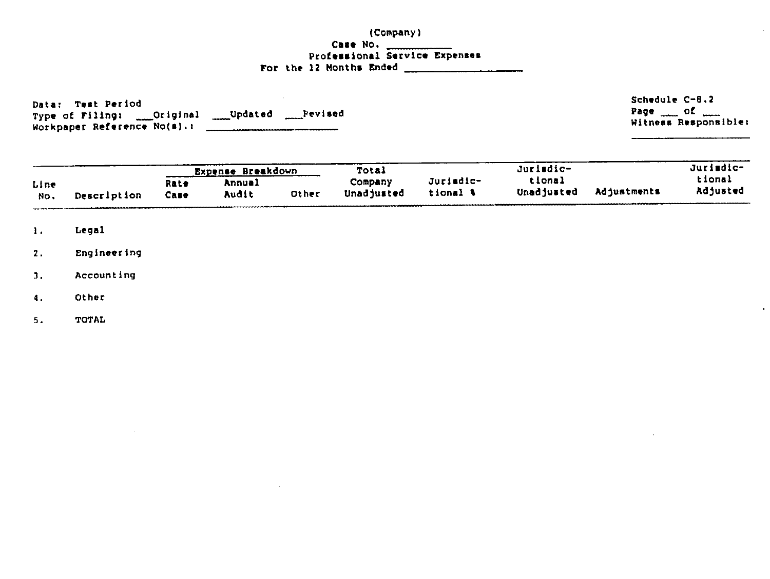(Company)
Case No. ___________
Professional Service Expenses
For the 12 Months Ended ________________

Data: Test Period
Type of Filing: ___Original ___Updated ___Revised
Workpaper Reference No(s).: ____________________

Schedule C-8.2
Page ___ of ___
Witness Responsible:
____________________

| Line No. | Description | Expense Breakdown | | | Total Company Unadjusted | Jurisdictional % | Jurisdictional Unadjusted | Adjustments | Jurisdictional Adjusted |
|---|---|---|---|---|---|---|---|---|---|
| | | Rate Case | Annual Audit | Other | | | | | |
| 1. | Legal | | | | | | | | |
| 2. | Engineering | | | | | | | | |
| 3. | Accounting | | | | | | | | |
| 4. | Other | | | | | | | | |
| 5. | TOTAL | | | | | | | | |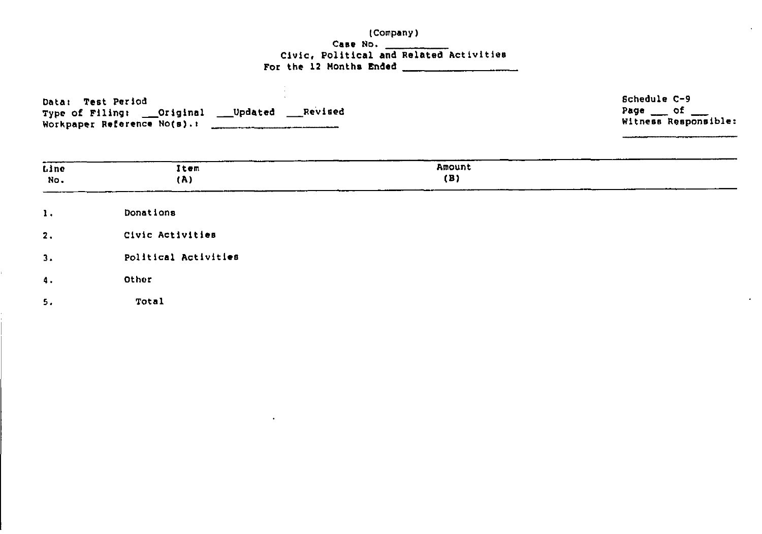(Company)
Case No. __________
Civic, Political and Related Activities
For the 12 Months Ended ________________

Data: Test Period
Type of Filing: ___Original ___Updated ___Revised
Workpaper Reference No(s).: ____________________

Schedule C-9
Page ___ of ___
Witness Responsible:
____________________

| Line No. | Item (A) | Amount (B) |
|---|---|---|
| 1. | Donations | |
| 2. | Civic Activities | |
| 3. | Political Activities | |
| 4. | Other | |
| 5. | Total | |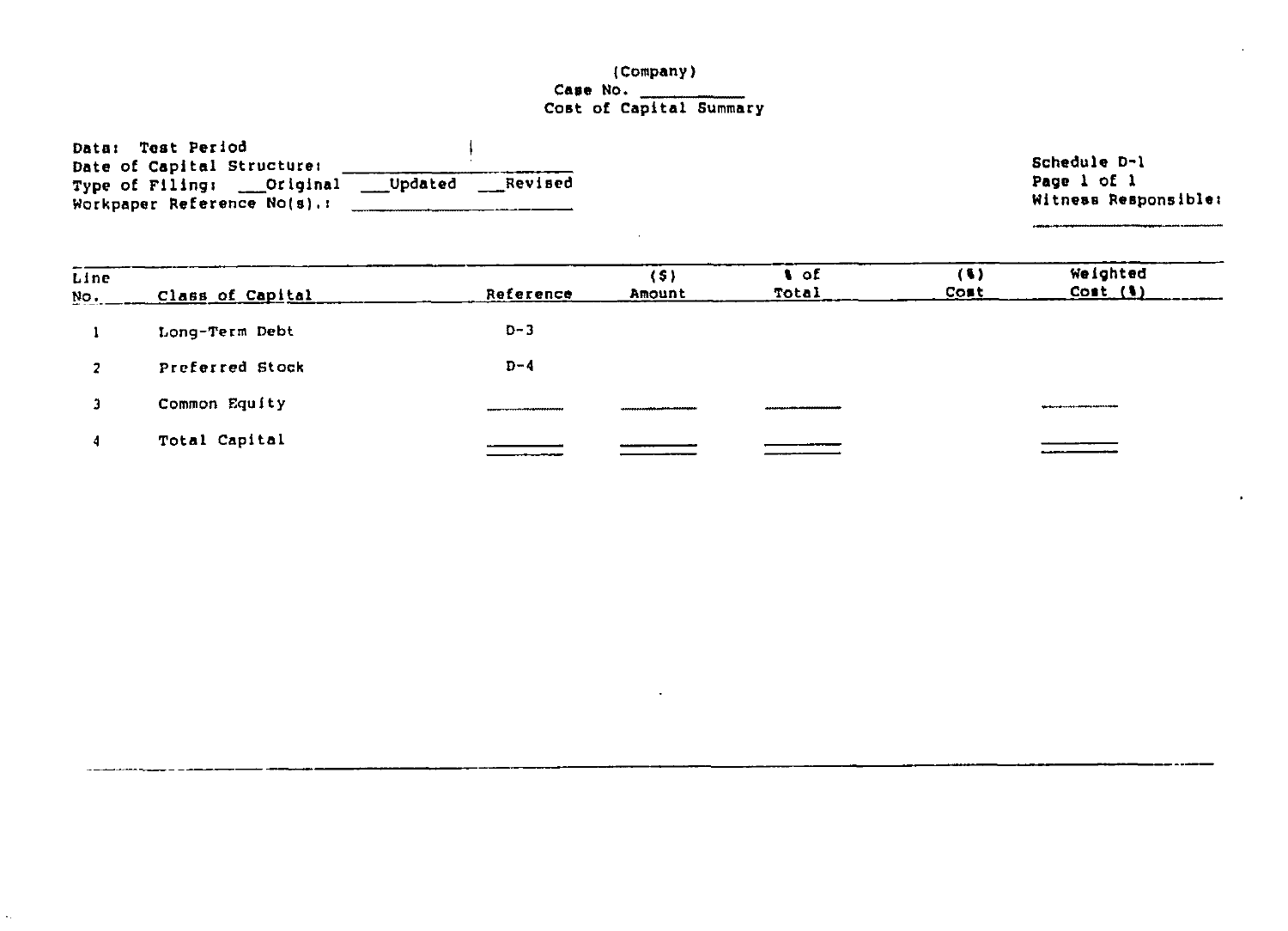(Company)
Case No. ___________
Cost of Capital Summary

Data: Test Period
Date of Capital Structure: ___________
Type of Filing: ___Original ___Updated ___Revised
Workpaper Reference No(s).: ___________

Schedule D-1
Page 1 of 1
Witness Responsible: ___________

| Line No. | Class of Capital | Reference | ($) Amount | % of Total | (%) Cost | Weighted Cost (%) |
|---|---|---|---|---|---|---|
| 1 | Long-Term Debt | D-3 | | | | |
| 2 | Preferred Stock | D-4 | | | | |
| 3 | Common Equity | | | | | |
| 4 | Total Capital | | | | | |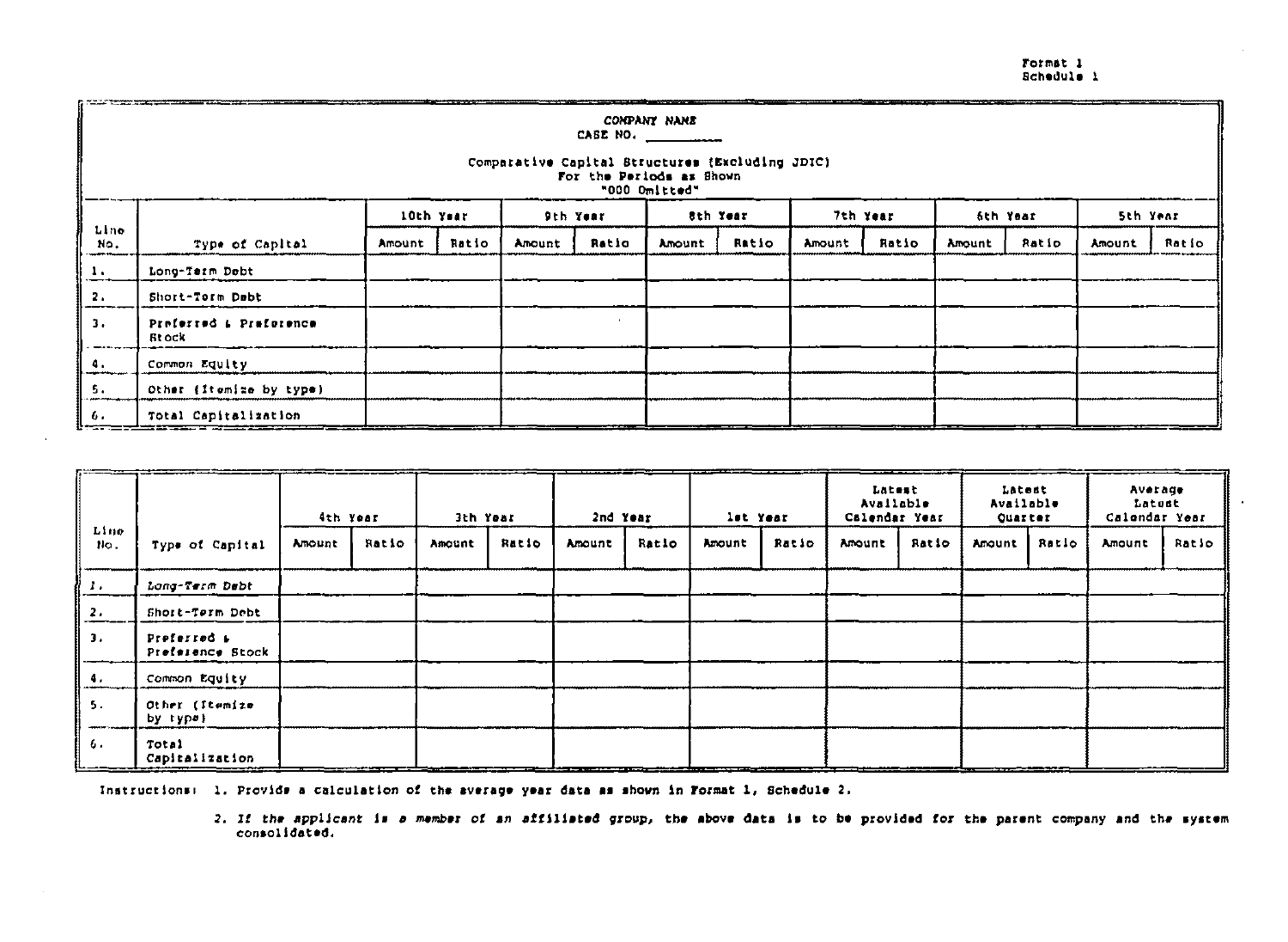Format 1
Schedule 1

**COMPANY NAME**
CASE NO. ________

Comparative Capital Structures (Excluding JDIC)
For the Periods as Shown
"000 Omitted"

| Line No. | Type of Capital | 10th Year | | 9th Year | | 8th Year | | 7th Year | | 6th Year | | 5th Year | |
|---|---|---|---|---|---|---|---|---|---|---|---|---|---|
| | | Amount | Ratio | Amount | Ratio | Amount | Ratio | Amount | Ratio | Amount | Ratio | Amount | Ratio |
| 1. | Long-Term Debt | | | | | | | | | | | | |
| 2. | Short-Term Debt | | | | | | | | | | | | |
| 3. | Preferred & Preference Stock | | | | | | | | | | | | |
| 4. | Common Equity | | | | | | | | | | | | |
| 5. | Other (Itemize by type) | | | | | | | | | | | | |
| 6. | Total Capitalization | | | | | | | | | | | | |

| Line No. | Type of Capital | 4th Year | | 3th Year | | 2nd Year | | 1st Year | | Latest Available Calendar Year | | Latest Available Quarter | | Average Latest Calendar Year | |
|---|---|---|---|---|---|---|---|---|---|---|---|---|---|---|---|
| | | Amount | Ratio | Amount | Ratio | Amount | Ratio | Amount | Ratio | Amount | Ratio | Amount | Ratio | Amount | Ratio |
| 1. | Long-Term Debt | | | | | | | | | | | | | | |
| 2. | Short-Term Debt | | | | | | | | | | | | | | |
| 3. | Preferred & Preference Stock | | | | | | | | | | | | | | |
| 4. | Common Equity | | | | | | | | | | | | | | |
| 5. | Other (Itemize by type) | | | | | | | | | | | | | | |
| 6. | Total Capitalization | | | | | | | | | | | | | | |

Instructions: 1. Provide a calculation of the average year data as shown in Format 1, Schedule 2.

2. *If the applicant is a member of an affiliated group,* the above data is to be provided for the parent company and the system consolidated.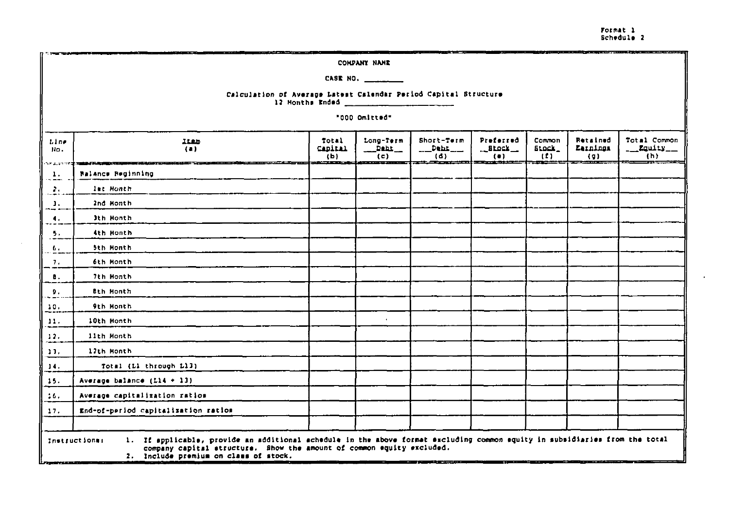Format 1
Schedule 2

COMPANY NAME

CASE NO. ________

Calculation of Average Latest Calendar Period Capital Structure
12 Months Ended ____________________

"000 Omitted"

| Line No. | Item (a) | Total Capital (b) | Long-Term Debt (c) | Short-Term Debt (d) | Preferred Stock (e) | Common Stock (f) | Retained Earnings (g) | Total Common Equity (h) |
|---|---|---|---|---|---|---|---|---|
| 1. | Balance Beginning | | | | | | | |
| 2. | 1st Month | | | | | | | |
| 3. | 2nd Month | | | | | | | |
| 4. | 3th Month | | | | | | | |
| 5. | 4th Month | | | | | | | |
| 6. | 5th Month | | | | | | | |
| 7. | 6th Month | | | | | | | |
| 8. | 7th Month | | | | | | | |
| 9. | 8th Month | | | | | | | |
| 10. | 9th Month | | | | | | | |
| 11. | 10th Month | | | | | | | |
| 12. | 11th Month | | | | | | | |
| 13. | 12th Month | | | | | | | |
| 14. | Total (L1 through L13) | | | | | | | |
| 15. | Average balance (L14 ÷ 13) | | | | | | | |
| 16. | Average capitalization ratios | | | | | | | |
| 17. | End-of-period capitalization ratios | | | | | | | |

Instructions:
1. If applicable, provide an additional schedule in the above format excluding common equity in subsidiaries from the total company capital structure. Show the amount of common equity excluded.
2. Include premium on class of stock.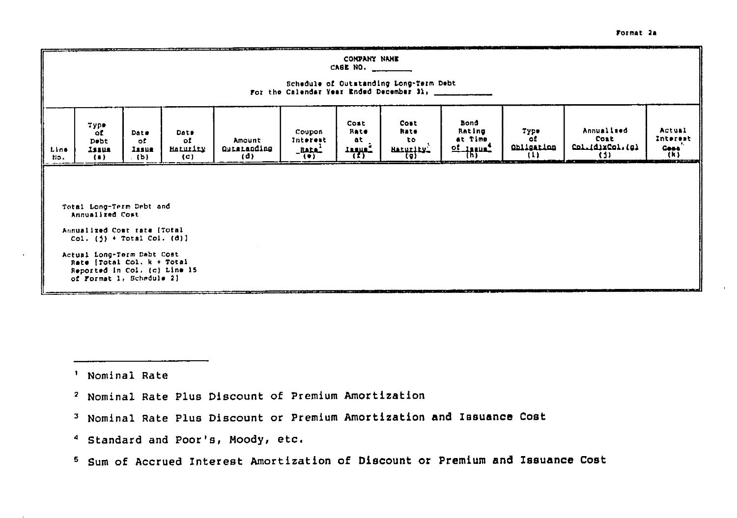Format 2a

COMPANY NAME
CASE NO. ________

Schedule of Outstanding Long-Term Debt
For the Calendar Year Ended December 31, ____________

| Line No. | Type of Debt Issue (a) | Date of Issue (b) | Date of Maturity (c) | Amount Outstanding (d) | Coupon Interest Rate[1] (e) | Cost Rate at Issue[2] (f) | Cost Rate to Maturity[3] (g) | Bond Rating at Time of Issue[4] (h) | Type of Obligation (i) | Annualized Cost Col.(d)xCol.(g) (j) | Actual Interest Cost[5] (k) |
|---|---|---|---|---|---|---|---|---|---|---|---|
| | Total Long-Term Debt and Annualized Cost | | | | | | | | | | |
| | Annualized Cost rate [Total Col. (j) ÷ Total Col. (d)] | | | | | | | | | | |
| | Actual Long-Term Debt Cost Rate [Total Col. k ÷ Total Reported in Col. (c) Line 15 of Format 1, Schedule 2] | | | | | | | | | | |

---

[1] Nominal Rate

[2] Nominal Rate Plus Discount of Premium Amortization

[3] Nominal Rate Plus Discount or Premium Amortization and Issuance Cost

[4] Standard and Poor's, Moody, etc.

[5] Sum of Accrued Interest Amortization of Discount or Premium and Issuance Cost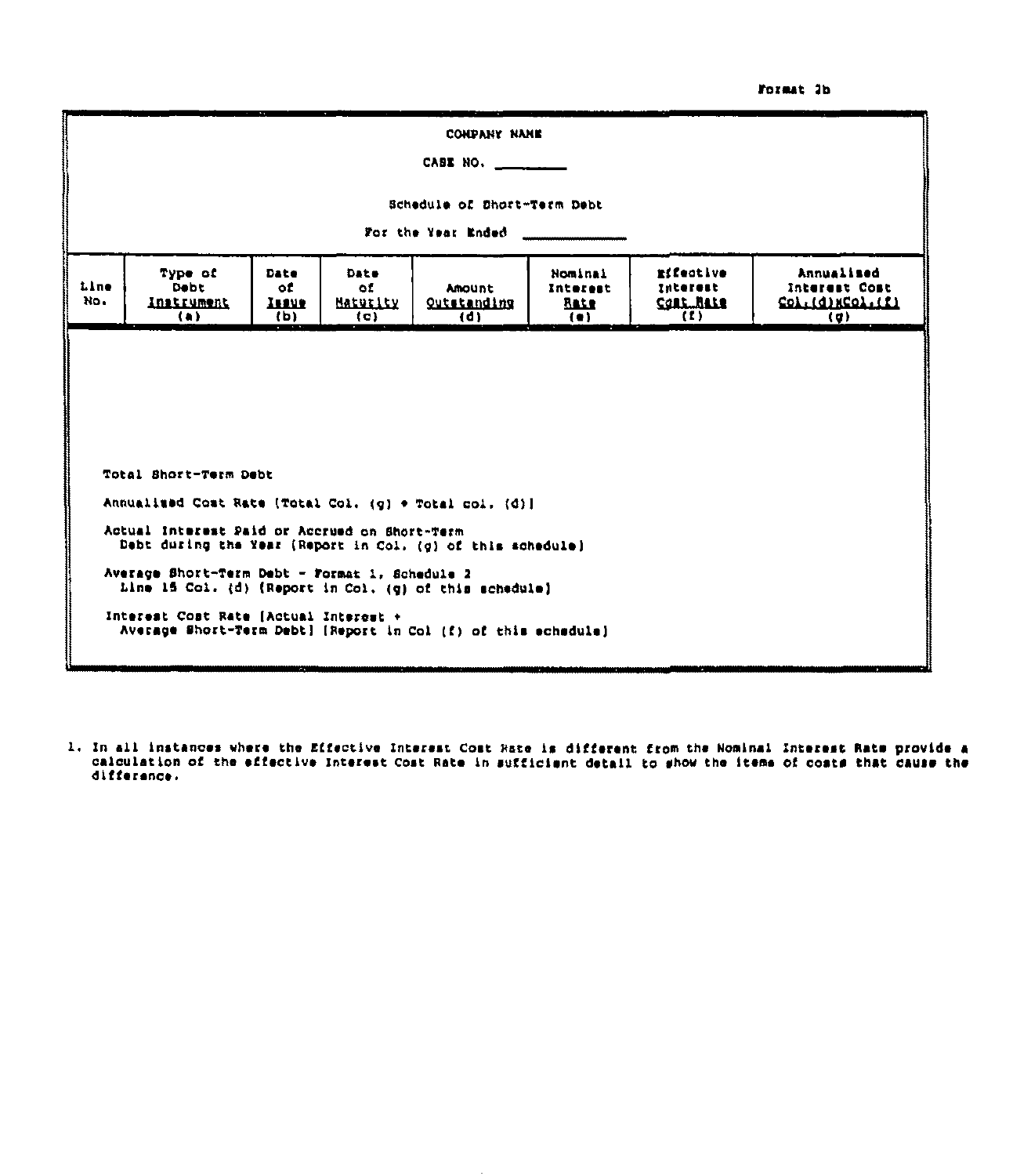Format 3b

COMPANY NAME

CASE NO. \_\_\_\_\_\_\_\_

Schedule of Short-Term Debt

For the Year Ended \_\_\_\_\_\_\_\_\_\_\_\_

| Line No. | Type of Debt Instrument (a) | Date of Issue (b) | Date of Maturity (c) | Amount Outstanding (d) | Nominal Interest Rate (e) | Effective Interest Cost Rate (f) | Annualized Interest Cost Col.(d)xCol.(f) (g) |
|---|---|---|---|---|---|---|---|
| | | | | | | | |

Total Short-Term Debt

Annualized Cost Rate [Total Col. (g) ÷ Total col. (d)]

Actual Interest Paid or Accrued on Short-Term Debt during the Year (Report in Col. (g) of this schedule)

Average Short-Term Debt - Format 1, Schedule 2 Line 15 Col. (d) (Report in Col. (g) of this schedule)

Interest Cost Rate [Actual Interest ÷ Average Short-Term Debt] (Report in Col (f) of this schedule)

1. In all instances where the Effective Interest Cost Rate is different from the Nominal Interest Rate provide a calculation of the effective Interest Cost Rate in sufficient detail to show the items of costs that cause the difference.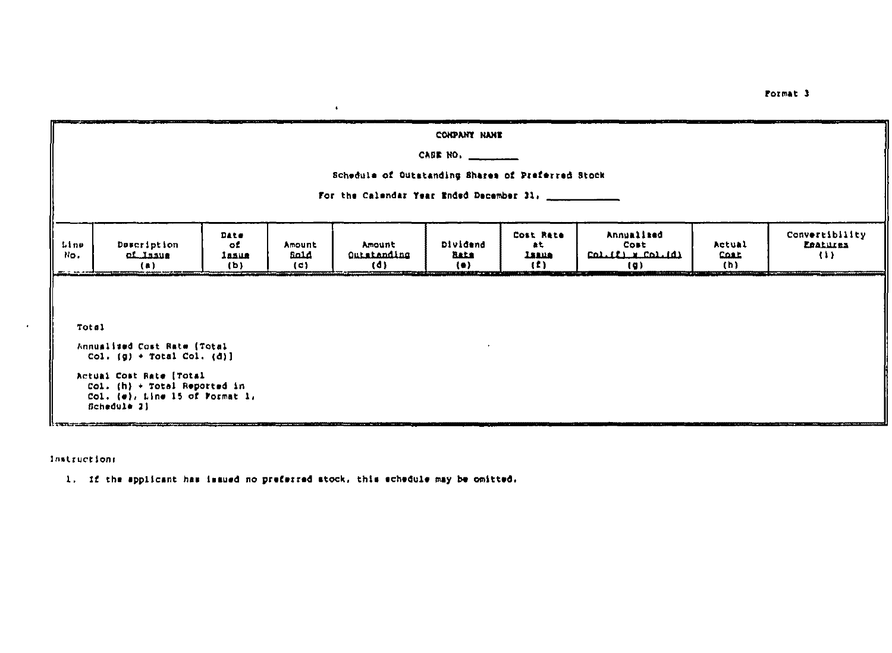Format 3

COMPANY NAME

CASE NO. ________

Schedule of Outstanding Shares of Preferred Stock

For the Calendar Year Ended December 31, ____________

| Line No. | Description of Issue (a) | Date of Issue (b) | Amount Sold (c) | Amount Outstanding (d) | Dividend Rate (e) | Cost Rate at Issue (f) | Annualized Cost Col.(f) x Col.(d) (g) | Actual Cost (h) | Convertibility Features (i) |
|---|---|---|---|---|---|---|---|---|---|
| | Total | | | | | | | | |
| | Annualized Cost Rate [Total Col. (g) ÷ Total Col. (d)] | | | | | | | | |
| | Actual Cost Rate [Total Col. (h) ÷ Total Reported in Col. (e), Line 15 of Format 1, Schedule 2] | | | | | | | | |

Instruction:

1. If the applicant has issued no preferred stock, this schedule may be omitted.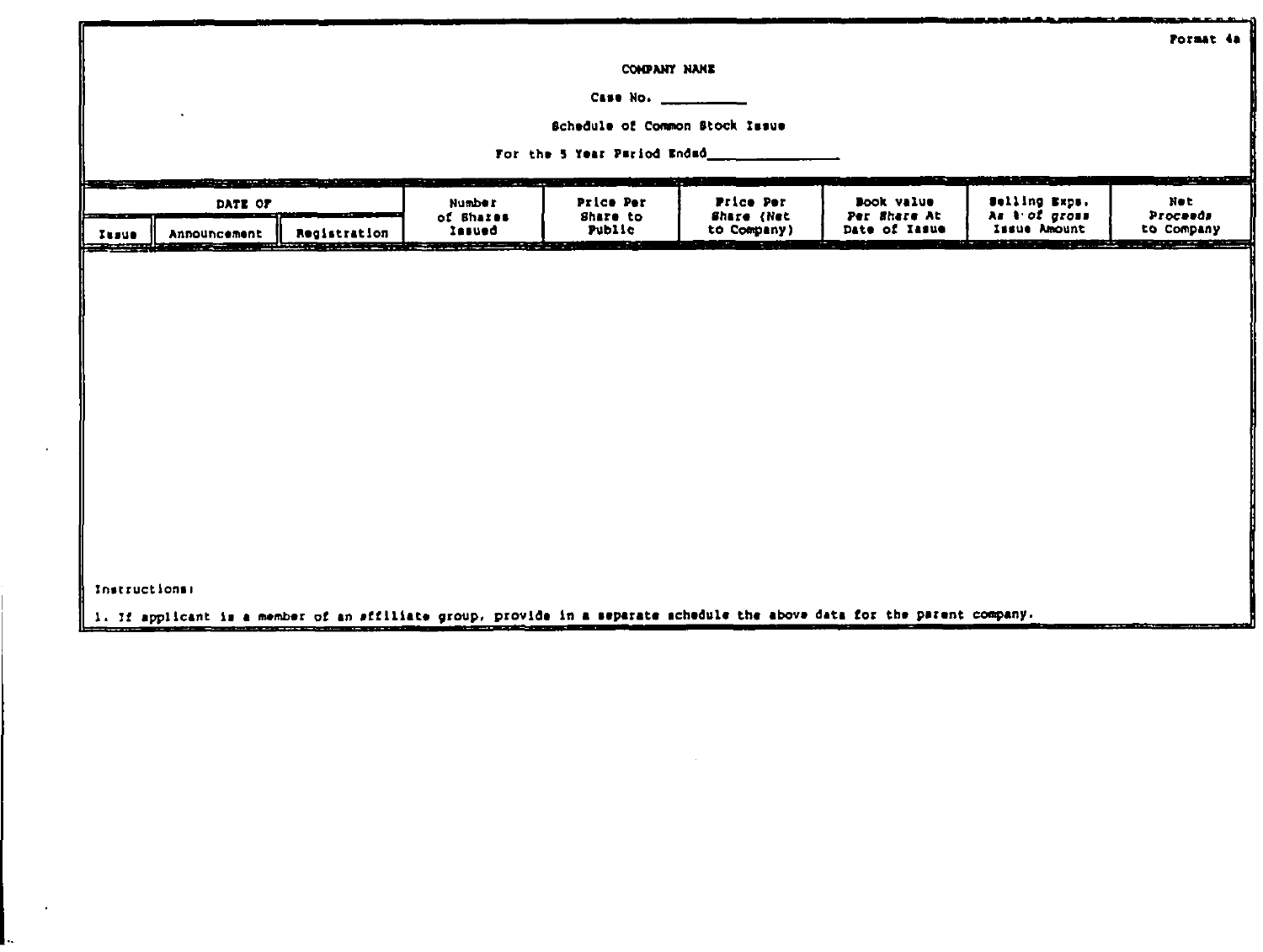Format 4a

COMPANY NAME

Case No. __________

Schedule of Common Stock Issue

For the 5 Year Period Ended______________

| DATE OF | | | Number of Shares Issued | Price Per Share to Public | Price Per Share (Net to Company) | Book Value Per Share At Date of Issue | Selling Exps. As % of gross Issue Amount | Net Proceeds to Company |
|---|---|---|---|---|---|---|---|---|
| Issue | Announcement | Registration | | | | | | |
| | | | | | | | | |

Instructions:

1. If applicant is a member of an affiliate group, provide in a separate schedule the above data for the parent company.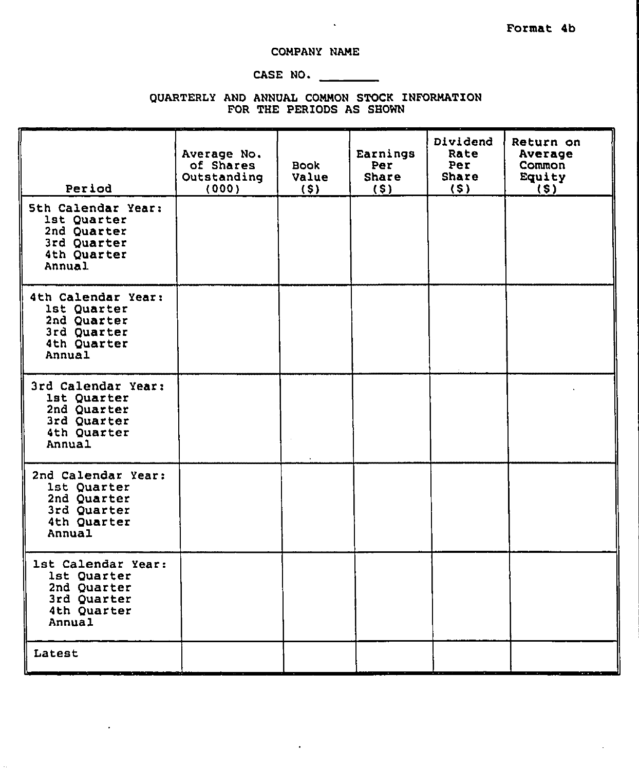Format 4b

COMPANY NAME

CASE NO. ________

QUARTERLY AND ANNUAL COMMON STOCK INFORMATION
FOR THE PERIODS AS SHOWN

| Period | Average No. of Shares Outstanding (000) | Book Value ($) | Earnings Per Share ($) | Dividend Rate Per Share ($) | Return on Average Common Equity ($) |
|---|---|---|---|---|---|
| 5th Calendar Year: | | | | | |
| 1st Quarter | | | | | |
| 2nd Quarter | | | | | |
| 3rd Quarter | | | | | |
| 4th Quarter | | | | | |
| Annual | | | | | |
| 4th Calendar Year: | | | | | |
| 1st Quarter | | | | | |
| 2nd Quarter | | | | | |
| 3rd Quarter | | | | | |
| 4th Quarter | | | | | |
| Annual | | | | | |
| 3rd Calendar Year: | | | | | |
| 1st Quarter | | | | | |
| 2nd Quarter | | | | | |
| 3rd Quarter | | | | | |
| 4th Quarter | | | | | |
| Annual | | | | | |
| 2nd Calendar Year: | | | | | |
| 1st Quarter | | | | | |
| 2nd Quarter | | | | | |
| 3rd Quarter | | | | | |
| 4th Quarter | | | | | |
| Annual | | | | | |
| 1st Calendar Year: | | | | | |
| 1st Quarter | | | | | |
| 2nd Quarter | | | | | |
| 3rd Quarter | | | | | |
| 4th Quarter | | | | | |
| Annual | | | | | |
| Latest | | | | | |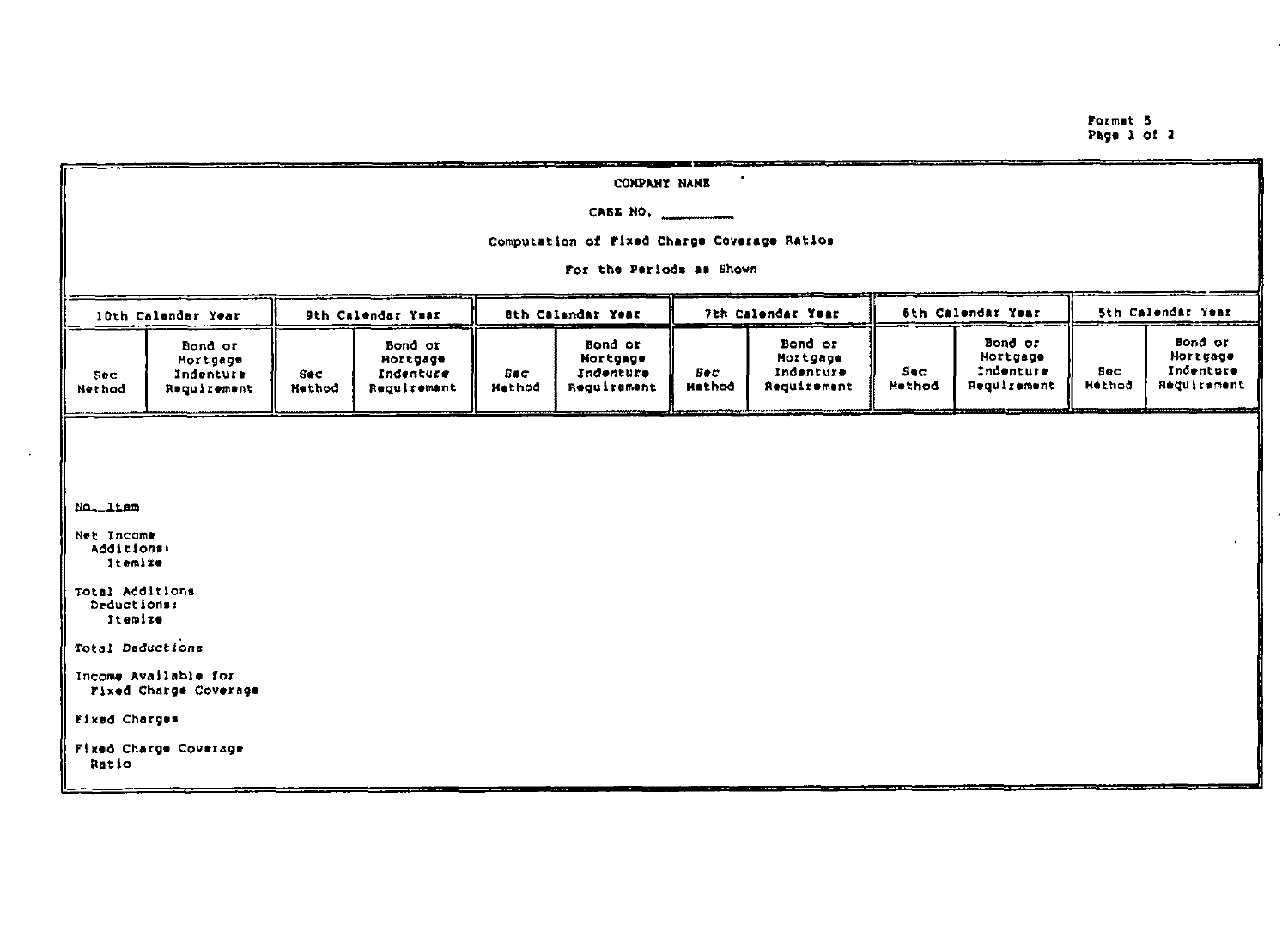Format 5
Page 1 of 2

**COMPANY NAME**

CASE NO. ________

Computation of Fixed Charge Coverage Ratios

For the Periods as Shown

| No. Item | 10th Calendar Year | | 9th Calendar Year | | 8th Calendar Year | | 7th Calendar Year | | 6th Calendar Year | | 5th Calendar Year | |
|---|---|---|---|---|---|---|---|---|---|---|---|---|
| | Sec Method | Bond or Mortgage Indenture Requirement | Sec Method | Bond or Mortgage Indenture Requirement | Sec Method | Bond or Mortgage Indenture Requirement | Sec Method | Bond or Mortgage Indenture Requirement | Sec Method | Bond or Mortgage Indenture Requirement | Sec Method | Bond or Mortgage Indenture Requirement |
| Net Income | | | | | | | | | | | | |
| Additions: | | | | | | | | | | | | |
| Itemize | | | | | | | | | | | | |
| Total Additions | | | | | | | | | | | | |
| Deductions: | | | | | | | | | | | | |
| Itemize | | | | | | | | | | | | |
| Total Deductions | | | | | | | | | | | | |
| Income Available for Fixed Charge Coverage | | | | | | | | | | | | |
| Fixed Charges | | | | | | | | | | | | |
| Fixed Charge Coverage Ratio | | | | | | | | | | | | |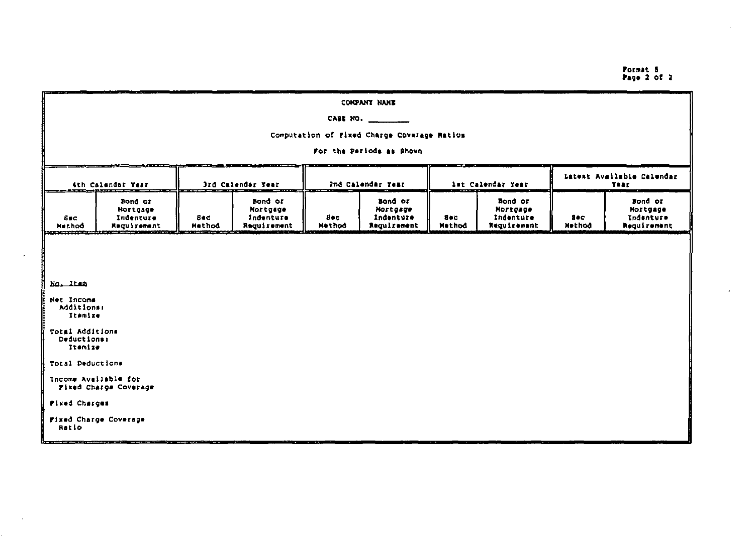Format 5
Page 2 of 2

**COMPANY NAME**

**CASE NO. ________**

Computation of Fixed Charge Coverage Ratios

For the Periods as Shown

| No. Item | 4th Calendar Year | | 3rd Calendar Year | | 2nd Calendar Year | | 1st Calendar Year | | Latest Available Calendar Year | |
|---|---|---|---|---|---|---|---|---|---|---|
| | Sec Method | Bond or Mortgage Indenture Requirement | Sec Method | Bond or Mortgage Indenture Requirement | Sec Method | Bond or Mortgage Indenture Requirement | Sec Method | Bond or Mortgage Indenture Requirement | Sec Method | Bond or Mortgage Indenture Requirement |
| Net Income | | | | | | | | | | |
| Additions: | | | | | | | | | | |
| Itemize | | | | | | | | | | |
| Total Additions | | | | | | | | | | |
| Deductions: | | | | | | | | | | |
| Itemize | | | | | | | | | | |
| Total Deductions | | | | | | | | | | |
| Income Available for Fixed Charge Coverage | | | | | | | | | | |
| Fixed Charges | | | | | | | | | | |
| Fixed Charge Coverage Ratio | | | | | | | | | | |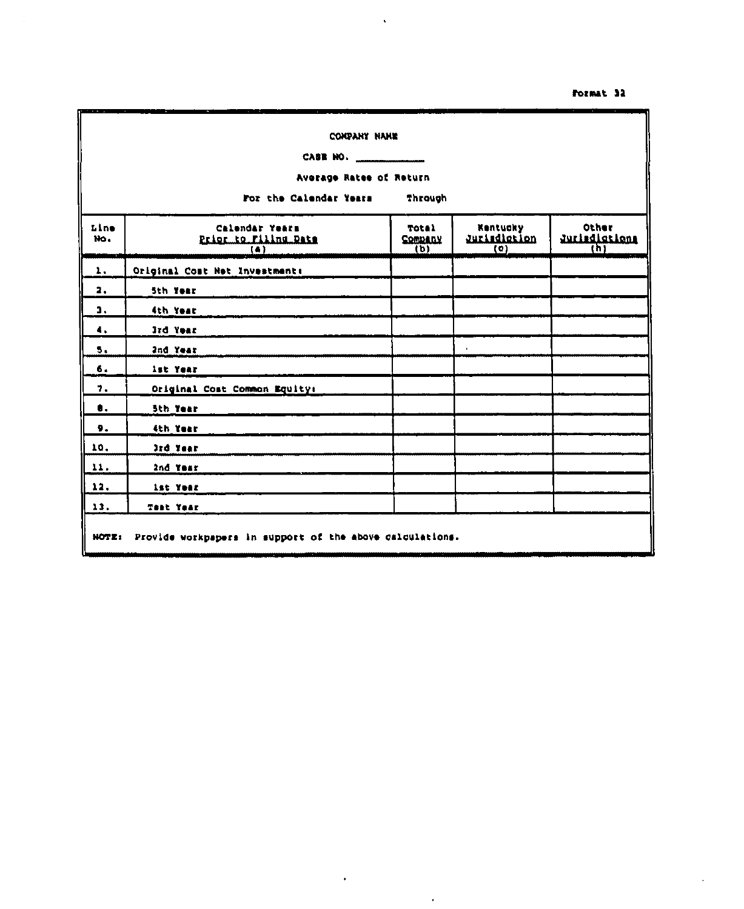Format 32

COMPANY NAME

CASE NO. ____________

Average Rates of Return

For the Calendar Years     Through

| Line No. | Calendar Years Prior to Filing Date (a) | Total Company (b) | Kentucky Jurisdiction (c) | Other Jurisdictions (h) |
|---|---|---|---|---|
| 1. | Original Cost Net Investment: | | | |
| 2. | 5th Year | | | |
| 3. | 4th Year | | | |
| 4. | 3rd Year | | | |
| 5. | 2nd Year | | | |
| 6. | 1st Year | | | |
| 7. | Original Cost Common Equity: | | | |
| 8. | 5th Year | | | |
| 9. | 4th Year | | | |
| 10. | 3rd Year | | | |
| 11. | 2nd Year | | | |
| 12. | 1st Year | | | |
| 13. | Test Year | | | |

NOTE: Provide workpapers in support of the above calculations.